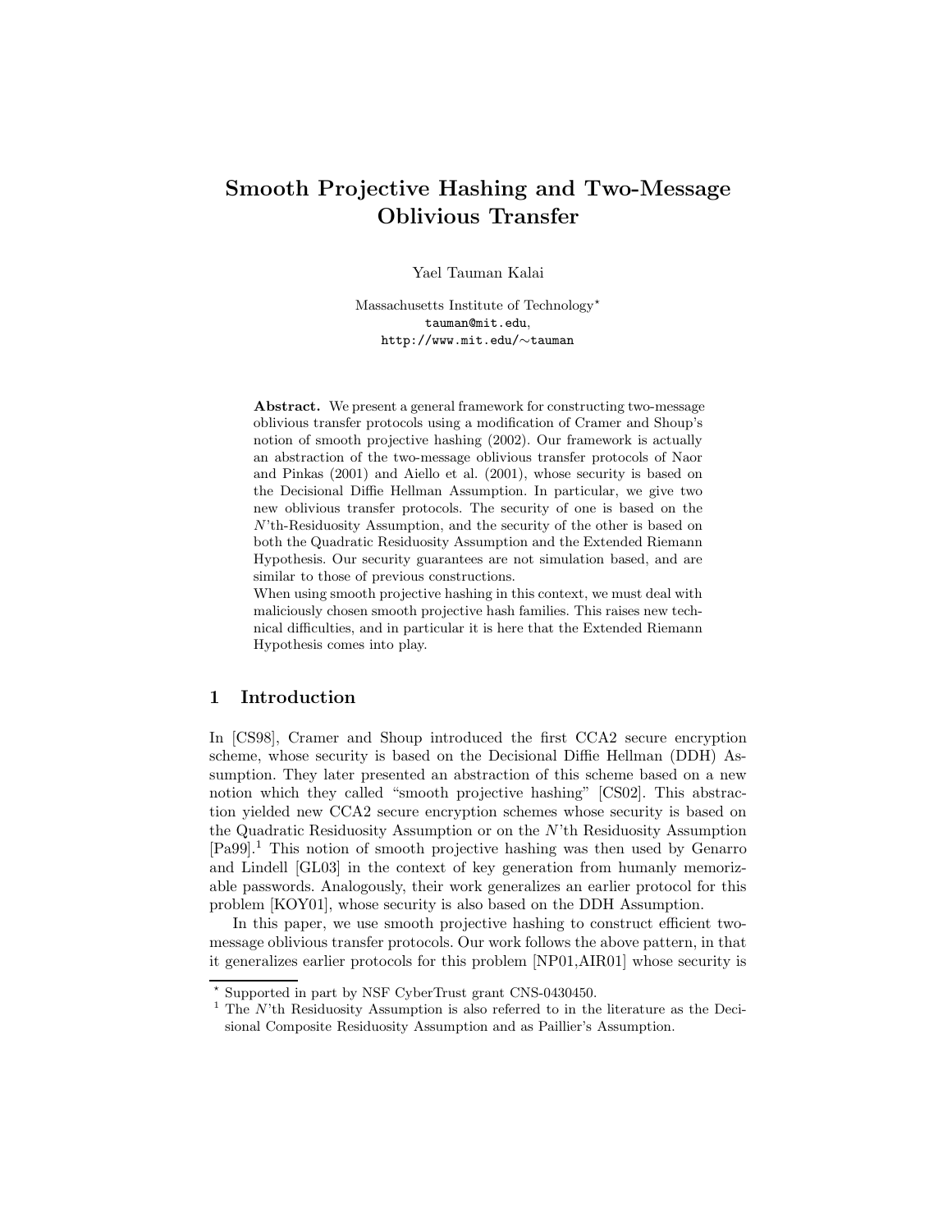# Smooth Projective Hashing and Two-Message Oblivious Transfer

Yael Tauman Kalai

Massachusetts Institute of Technology[⋆]
tauman@mit.edu,
http://www.mit.edu/∼tauman

**Abstract.** We present a general framework for constructing two-message oblivious transfer protocols using a modification of Cramer and Shoup's notion of smooth projective hashing (2002). Our framework is actually an abstraction of the two-message oblivious transfer protocols of Naor and Pinkas (2001) and Aiello et al. (2001), whose security is based on the Decisional Diffie Hellman Assumption. In particular, we give two new oblivious transfer protocols. The security of one is based on the $N$'th-Residuosity Assumption, and the security of the other is based on both the Quadratic Residuosity Assumption and the Extended Riemann Hypothesis. Our security guarantees are not simulation based, and are similar to those of previous constructions.
When using smooth projective hashing in this context, we must deal with maliciously chosen smooth projective hash families. This raises new technical difficulties, and in particular it is here that the Extended Riemann Hypothesis comes into play.

## 1 Introduction

In [CS98], Cramer and Shoup introduced the first CCA2 secure encryption scheme, whose security is based on the Decisional Diffie Hellman (DDH) Assumption. They later presented an abstraction of this scheme based on a new notion which they called "smooth projective hashing" [CS02]. This abstraction yielded new CCA2 secure encryption schemes whose security is based on the Quadratic Residuosity Assumption or on the $N$'th Residuosity Assumption [Pa99].[1] This notion of smooth projective hashing was then used by Genarro and Lindell [GL03] in the context of key generation from humanly memorizable passwords. Analogously, their work generalizes an earlier protocol for this problem [KOY01], whose security is also based on the DDH Assumption.

In this paper, we use smooth projective hashing to construct efficient two-message oblivious transfer protocols. Our work follows the above pattern, in that it generalizes earlier protocols for this problem [NP01,AIR01] whose security is

[⋆] Supported in part by NSF CyberTrust grant CNS-0430450.

[1] The $N$'th Residuosity Assumption is also referred to in the literature as the Decisional Composite Residuosity Assumption and as Paillier's Assumption.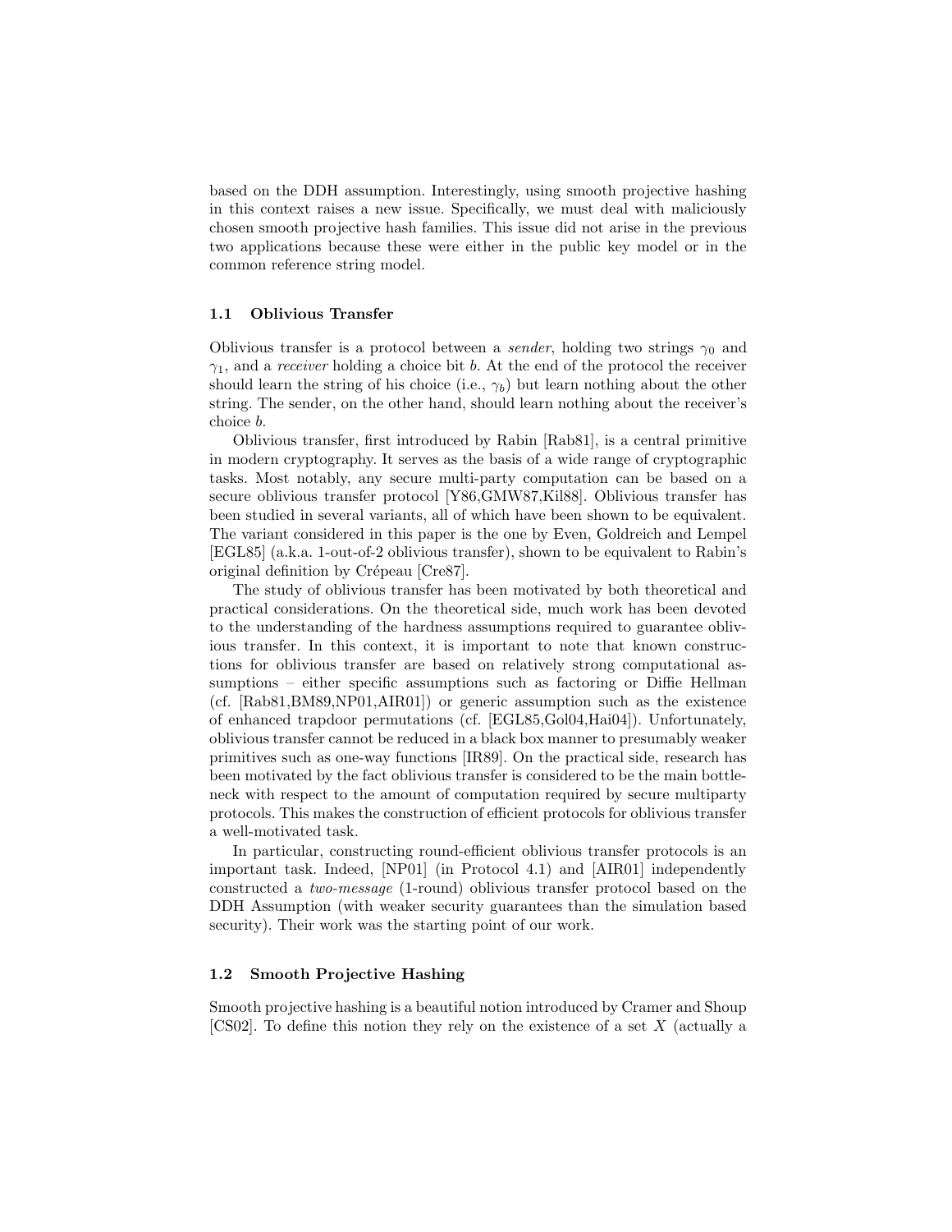based on the DDH assumption. Interestingly, using smooth projective hashing in this context raises a new issue. Specifically, we must deal with maliciously chosen smooth projective hash families. This issue did not arise in the previous two applications because these were either in the public key model or in the common reference string model.

### 1.1 Oblivious Transfer

Oblivious transfer is a protocol between a *sender*, holding two strings $\gamma_0$ and $\gamma_1$, and a *receiver* holding a choice bit $b$. At the end of the protocol the receiver should learn the string of his choice (i.e., $\gamma_b$) but learn nothing about the other string. The sender, on the other hand, should learn nothing about the receiver's choice $b$.

Oblivious transfer, first introduced by Rabin [Rab81], is a central primitive in modern cryptography. It serves as the basis of a wide range of cryptographic tasks. Most notably, any secure multi-party computation can be based on a secure oblivious transfer protocol [Y86,GMW87,Kil88]. Oblivious transfer has been studied in several variants, all of which have been shown to be equivalent. The variant considered in this paper is the one by Even, Goldreich and Lempel [EGL85] (a.k.a. 1-out-of-2 oblivious transfer), shown to be equivalent to Rabin's original definition by Crépeau [Cre87].

The study of oblivious transfer has been motivated by both theoretical and practical considerations. On the theoretical side, much work has been devoted to the understanding of the hardness assumptions required to guarantee oblivious transfer. In this context, it is important to note that known constructions for oblivious transfer are based on relatively strong computational assumptions – either specific assumptions such as factoring or Diffie Hellman (cf. [Rab81,BM89,NP01,AIR01]) or generic assumption such as the existence of enhanced trapdoor permutations (cf. [EGL85,Gol04,Hai04]). Unfortunately, oblivious transfer cannot be reduced in a black box manner to presumably weaker primitives such as one-way functions [IR89]. On the practical side, research has been motivated by the fact oblivious transfer is considered to be the main bottleneck with respect to the amount of computation required by secure multiparty protocols. This makes the construction of efficient protocols for oblivious transfer a well-motivated task.

In particular, constructing round-efficient oblivious transfer protocols is an important task. Indeed, [NP01] (in Protocol 4.1) and [AIR01] independently constructed a *two-message* (1-round) oblivious transfer protocol based on the DDH Assumption (with weaker security guarantees than the simulation based security). Their work was the starting point of our work.

### 1.2 Smooth Projective Hashing

Smooth projective hashing is a beautiful notion introduced by Cramer and Shoup [CS02]. To define this notion they rely on the existence of a set $X$ (actually a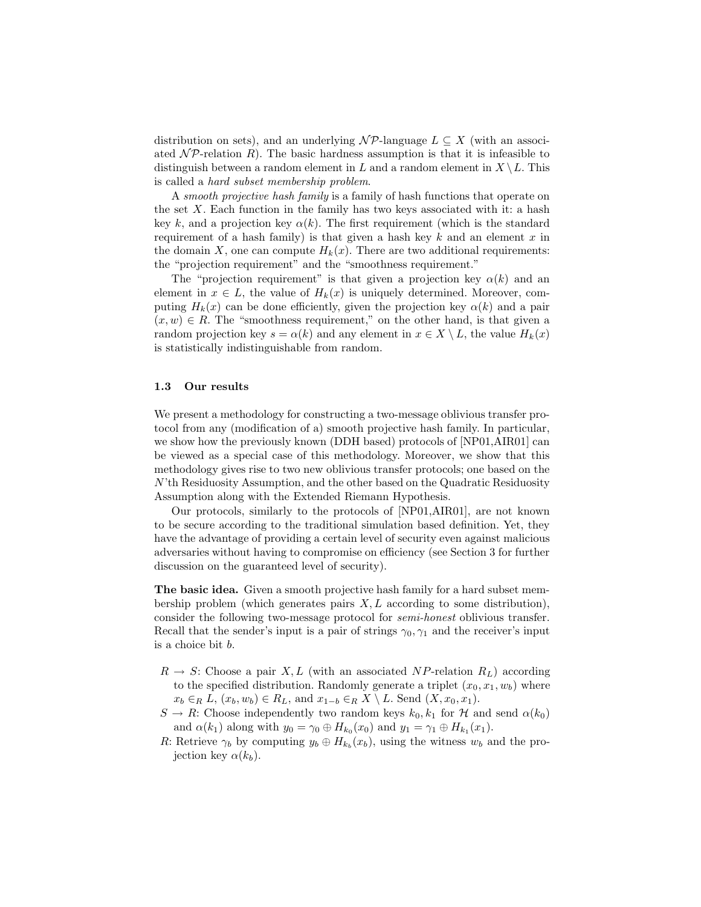distribution on sets), and an underlying $\mathcal{NP}$-language $L \subseteq X$ (with an associated $\mathcal{NP}$-relation $R$). The basic hardness assumption is that it is infeasible to distinguish between a random element in $L$ and a random element in $X \setminus L$. This is called a *hard subset membership problem*.

A *smooth projective hash family* is a family of hash functions that operate on the set $X$. Each function in the family has two keys associated with it: a hash key $k$, and a projection key $\alpha(k)$. The first requirement (which is the standard requirement of a hash family) is that given a hash key $k$ and an element $x$ in the domain $X$, one can compute $H_k(x)$. There are two additional requirements: the "projection requirement" and the "smoothness requirement."

The "projection requirement" is that given a projection key $\alpha(k)$ and an element in $x \in L$, the value of $H_k(x)$ is uniquely determined. Moreover, computing $H_k(x)$ can be done efficiently, given the projection key $\alpha(k)$ and a pair $(x, w) \in R$. The "smoothness requirement," on the other hand, is that given a random projection key $s = \alpha(k)$ and any element in $x \in X \setminus L$, the value $H_k(x)$ is statistically indistinguishable from random.

### 1.3 Our results

We present a methodology for constructing a two-message oblivious transfer protocol from any (modification of a) smooth projective hash family. In particular, we show how the previously known (DDH based) protocols of [NP01,AIR01] can be viewed as a special case of this methodology. Moreover, we show that this methodology gives rise to two new oblivious transfer protocols; one based on the $N$'th Residuosity Assumption, and the other based on the Quadratic Residuosity Assumption along with the Extended Riemann Hypothesis.

Our protocols, similarly to the protocols of [NP01,AIR01], are not known to be secure according to the traditional simulation based definition. Yet, they have the advantage of providing a certain level of security even against malicious adversaries without having to compromise on efficiency (see Section 3 for further discussion on the guaranteed level of security).

**The basic idea.** Given a smooth projective hash family for a hard subset membership problem (which generates pairs $X, L$ according to some distribution), consider the following two-message protocol for *semi-honest* oblivious transfer. Recall that the sender's input is a pair of strings $\gamma_0, \gamma_1$ and the receiver's input is a choice bit $b$.

- $R \rightarrow S$: Choose a pair $X, L$ (with an associated $NP$-relation $R_L$) according to the specified distribution. Randomly generate a triplet $(x_0, x_1, w_b)$ where $x_b \in_R L$, $(x_b, w_b) \in R_L$, and $x_{1-b} \in_R X \setminus L$. Send $(X, x_0, x_1)$.
- $S \rightarrow R$: Choose independently two random keys $k_0, k_1$ for $\mathcal{H}$ and send $\alpha(k_0)$ and $\alpha(k_1)$ along with $y_0 = \gamma_0 \oplus H_{k_0}(x_0)$ and $y_1 = \gamma_1 \oplus H_{k_1}(x_1)$.
- $R$: Retrieve $\gamma_b$ by computing $y_b \oplus H_{k_b}(x_b)$, using the witness $w_b$ and the projection key $\alpha(k_b)$.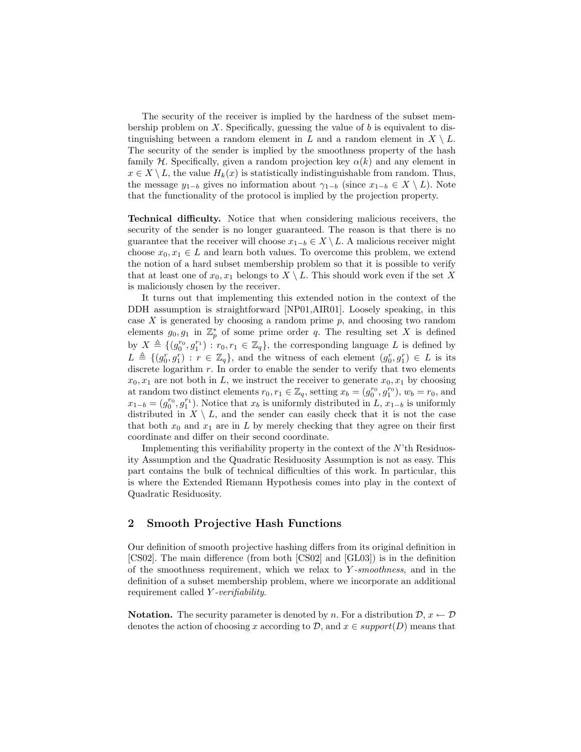The security of the receiver is implied by the hardness of the subset membership problem on $X$. Specifically, guessing the value of $b$ is equivalent to distinguishing between a random element in $L$ and a random element in $X \setminus L$. The security of the sender is implied by the smoothness property of the hash family $\mathcal{H}$. Specifically, given a random projection key $\alpha(k)$ and any element in $x \in X \setminus L$, the value $H_k(x)$ is statistically indistinguishable from random. Thus, the message $y_{1-b}$ gives no information about $\gamma_{1-b}$ (since $x_{1-b} \in X \setminus L$). Note that the functionality of the protocol is implied by the projection property.

**Technical difficulty.** Notice that when considering malicious receivers, the security of the sender is no longer guaranteed. The reason is that there is no guarantee that the receiver will choose $x_{1-b} \in X \setminus L$. A malicious receiver might choose $x_0, x_1 \in L$ and learn both values. To overcome this problem, we extend the notion of a hard subset membership problem so that it is possible to verify that at least one of $x_0, x_1$ belongs to $X \setminus L$. This should work even if the set $X$ is maliciously chosen by the receiver.

It turns out that implementing this extended notion in the context of the DDH assumption is straightforward [NP01,AIR01]. Loosely speaking, in this case $X$ is generated by choosing a random prime $p$, and choosing two random elements $g_0, g_1$ in $\mathbb{Z}_p^*$ of some prime order $q$. The resulting set $X$ is defined by $X \triangleq \{(g_0^{r_0}, g_1^{r_1}) : r_0, r_1 \in \mathbb{Z}_q\}$, the corresponding language $L$ is defined by $L \triangleq \{(g_0^{r}, g_1^{r}) : r \in \mathbb{Z}_q\}$, and the witness of each element $(g_0^{r}, g_1^{r}) \in L$ is its discrete logarithm $r$. In order to enable the sender to verify that two elements $x_0, x_1$ are not both in $L$, we instruct the receiver to generate $x_0, x_1$ by choosing at random two distinct elements $r_0, r_1 \in \mathbb{Z}_q$, setting $x_b = (g_0^{r_0}, g_1^{r_0})$, $w_b = r_0$, and $x_{1-b} = (g_0^{r_0}, g_1^{r_1})$. Notice that $x_b$ is uniformly distributed in $L$, $x_{1-b}$ is uniformly distributed in $X \setminus L$, and the sender can easily check that it is not the case that both $x_0$ and $x_1$ are in $L$ by merely checking that they agree on their first coordinate and differ on their second coordinate.

Implementing this verifiability property in the context of the $N$'th Residuosity Assumption and the Quadratic Residuosity Assumption is not as easy. This part contains the bulk of technical difficulties of this work. In particular, this is where the Extended Riemann Hypothesis comes into play in the context of Quadratic Residuosity.

## 2 Smooth Projective Hash Functions

Our definition of smooth projective hashing differs from its original definition in [CS02]. The main difference (from both [CS02] and [GL03]) is in the definition of the smoothness requirement, which we relax to *$Y$-smoothness*, and in the definition of a subset membership problem, where we incorporate an additional requirement called *$Y$-verifiability*.

**Notation.** The security parameter is denoted by $n$. For a distribution $\mathcal{D}$, $x \leftarrow \mathcal{D}$ denotes the action of choosing $x$ according to $\mathcal{D}$, and $x \in support(D)$ means that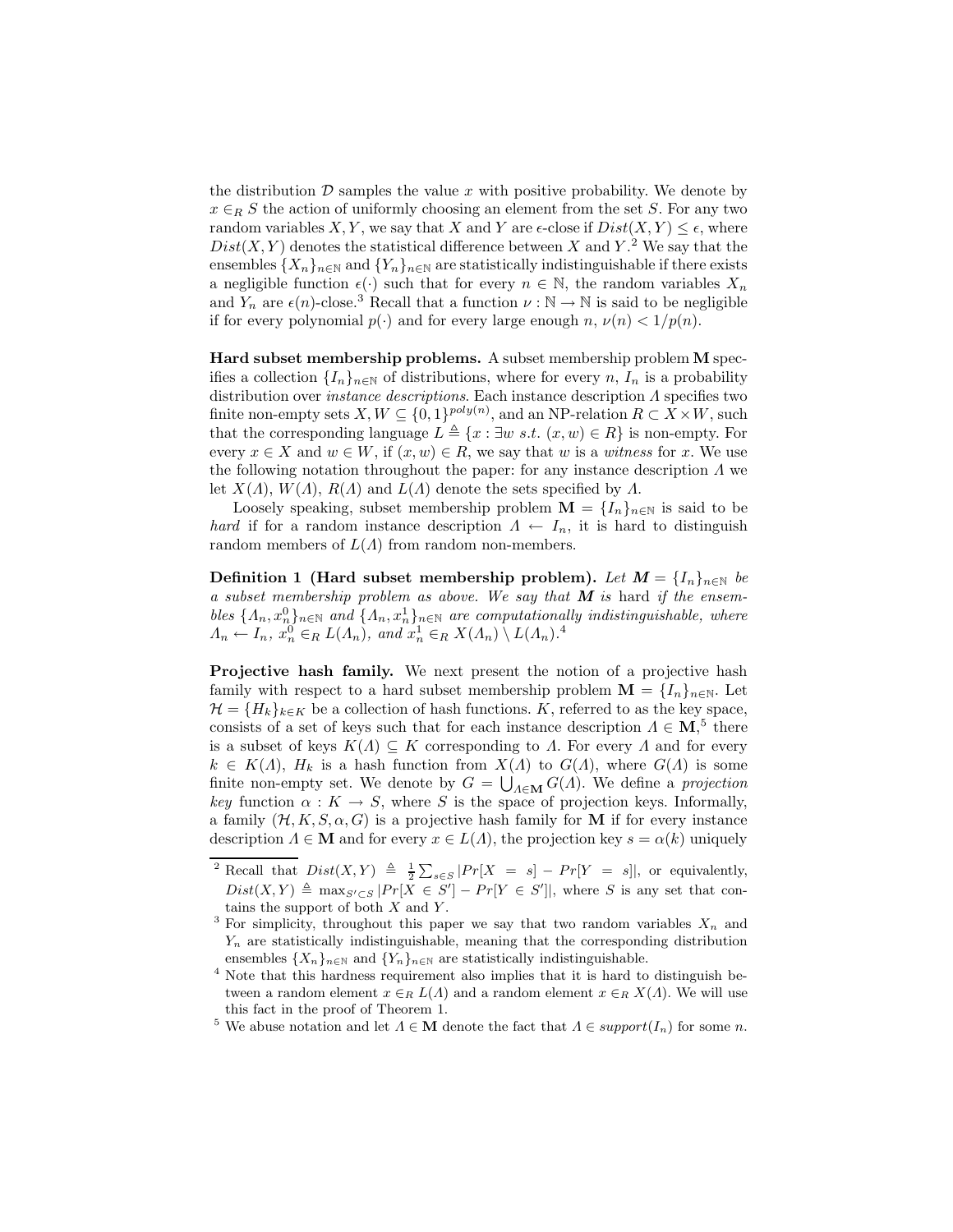the distribution $\mathcal{D}$ samples the value $x$ with positive probability. We denote by $x \in_R S$ the action of uniformly choosing an element from the set $S$. For any two random variables $X, Y$, we say that $X$ and $Y$ are $\epsilon$-close if $Dist(X, Y) \leq \epsilon$, where $Dist(X, Y)$ denotes the statistical difference between $X$ and $Y$.[2] We say that the ensembles $\{X_n\}_{n \in \mathbb{N}}$ and $\{Y_n\}_{n \in \mathbb{N}}$ are statistically indistinguishable if there exists a negligible function $\epsilon(\cdot)$ such that for every $n \in \mathbb{N}$, the random variables $X_n$ and $Y_n$ are $\epsilon(n)$-close.[3] Recall that a function $\nu : \mathbb{N} \to \mathbb{N}$ is said to be negligible if for every polynomial $p(\cdot)$ and for every large enough $n$, $\nu(n) < 1/p(n)$.

**Hard subset membership problems.** A subset membership problem $\mathbf{M}$ specifies a collection $\{I_n\}_{n \in \mathbb{N}}$ of distributions, where for every $n$, $I_n$ is a probability distribution over *instance descriptions*. Each instance description $\Lambda$ specifies two finite non-empty sets $X, W \subseteq \{0,1\}^{poly(n)}$, and an NP-relation $R \subset X \times W$, such that the corresponding language $L \triangleq \{x : \exists w \ s.t. \ (x, w) \in R\}$ is non-empty. For every $x \in X$ and $w \in W$, if $(x, w) \in R$, we say that $w$ is a *witness* for $x$. We use the following notation throughout the paper: for any instance description $\Lambda$ we let $X(\Lambda)$, $W(\Lambda)$, $R(\Lambda)$ and $L(\Lambda)$ denote the sets specified by $\Lambda$.

Loosely speaking, subset membership problem $\mathbf{M} = \{I_n\}_{n \in \mathbb{N}}$ is said to be *hard* if for a random instance description $\Lambda \leftarrow I_n$, it is hard to distinguish random members of $L(\Lambda)$ from random non-members.

**Definition 1 (Hard subset membership problem).** *Let $\mathbf{M} = \{I_n\}_{n \in \mathbb{N}}$ be a subset membership problem as above. We say that $\mathbf{M}$ is* hard *if the ensembles $\{\Lambda_n, x_n^0\}_{n \in \mathbb{N}}$ and $\{\Lambda_n, x_n^1\}_{n \in \mathbb{N}}$ are computationally indistinguishable, where $\Lambda_n \leftarrow I_n$, $x_n^0 \in_R L(\Lambda_n)$, and $x_n^1 \in_R X(\Lambda_n) \setminus L(\Lambda_n)$.*[4]

**Projective hash family.** We next present the notion of a projective hash family with respect to a hard subset membership problem $\mathbf{M} = \{I_n\}_{n \in \mathbb{N}}$. Let $\mathcal{H} = \{H_k\}_{k \in K}$ be a collection of hash functions. $K$, referred to as the key space, consists of a set of keys such that for each instance description $\Lambda \in \mathbf{M}$,[5] there is a subset of keys $K(\Lambda) \subseteq K$ corresponding to $\Lambda$. For every $\Lambda$ and for every $k \in K(\Lambda)$, $H_k$ is a hash function from $X(\Lambda)$ to $G(\Lambda)$, where $G(\Lambda)$ is some finite non-empty set. We denote by $G = \bigcup_{\Lambda \in \mathbf{M}} G(\Lambda)$. We define a *projection key* function $\alpha : K \to S$, where $S$ is the space of projection keys. Informally, a family $(\mathcal{H}, K, S, \alpha, G)$ is a projective hash family for $\mathbf{M}$ if for every instance description $\Lambda \in \mathbf{M}$ and for every $x \in L(\Lambda)$, the projection key $s = \alpha(k)$ uniquely

---

[2] Recall that $Dist(X, Y) \triangleq \frac{1}{2} \sum_{s \in S} |Pr[X = s] - Pr[Y = s]|$, or equivalently, $Dist(X, Y) \triangleq \max_{S' \subset S} |Pr[X \in S'] - Pr[Y \in S']|$, where $S$ is any set that contains the support of both $X$ and $Y$.

[3] For simplicity, throughout this paper we say that two random variables $X_n$ and $Y_n$ are statistically indistinguishable, meaning that the corresponding distribution ensembles $\{X_n\}_{n \in \mathbb{N}}$ and $\{Y_n\}_{n \in \mathbb{N}}$ are statistically indistinguishable.

[4] Note that this hardness requirement also implies that it is hard to distinguish between a random element $x \in_R L(\Lambda)$ and a random element $x \in_R X(\Lambda)$. We will use this fact in the proof of Theorem 1.

[5] We abuse notation and let $\Lambda \in \mathbf{M}$ denote the fact that $\Lambda \in support(I_n)$ for some $n$.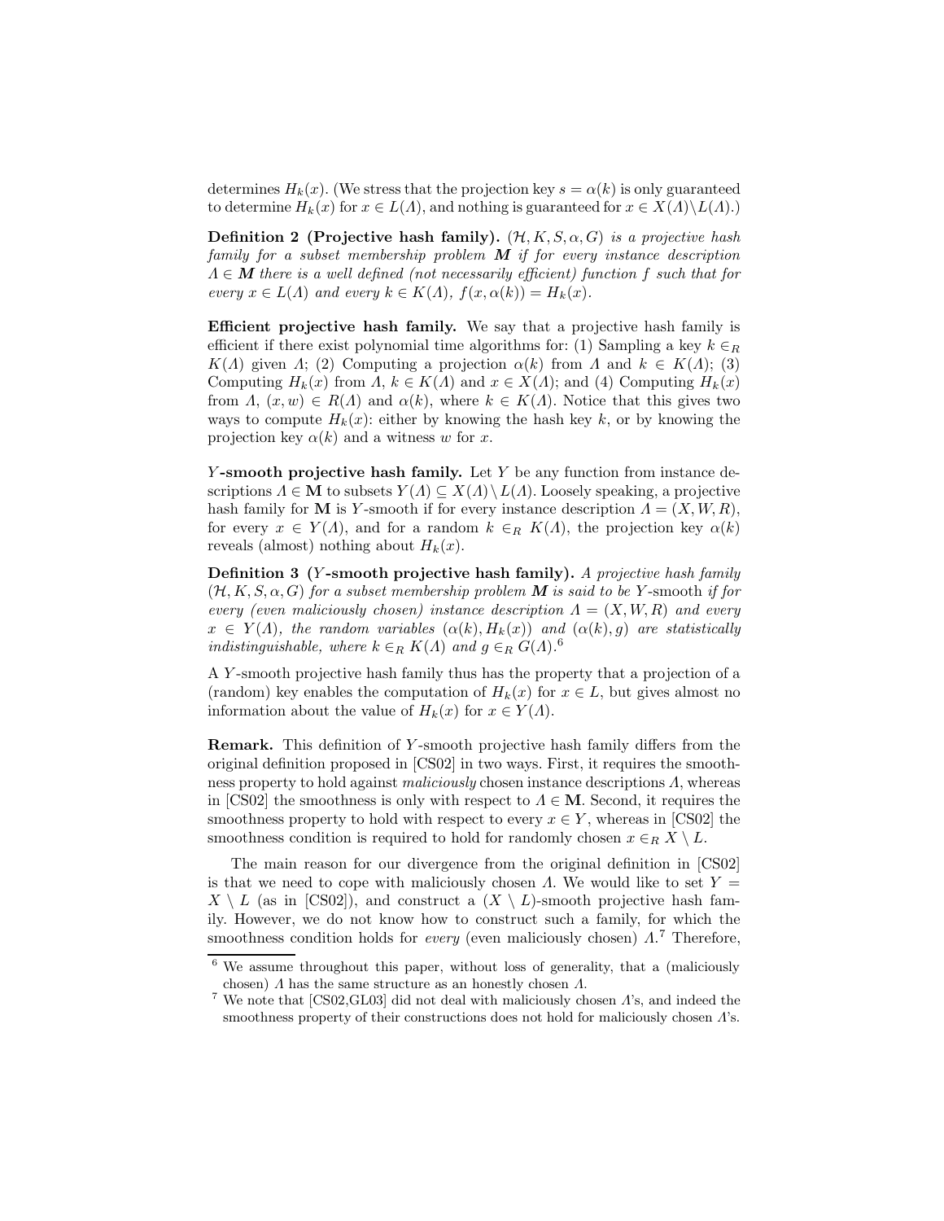determines $H_k(x)$. (We stress that the projection key $s = \alpha(k)$ is only guaranteed to determine $H_k(x)$ for $x \in L(\Lambda)$, and nothing is guaranteed for $x \in X(\Lambda) \setminus L(\Lambda)$.)

**Definition 2 (Projective hash family).** *$(\mathcal{H}, K, S, \alpha, G)$ is a projective hash family for a subset membership problem $\boldsymbol{M}$ if for every instance description $\Lambda \in \boldsymbol{M}$ there is a well defined (not necessarily efficient) function $f$ such that for every $x \in L(\Lambda)$ and every $k \in K(\Lambda)$, $f(x, \alpha(k)) = H_k(x)$.*

**Efficient projective hash family.** We say that a projective hash family is efficient if there exist polynomial time algorithms for: (1) Sampling a key $k \in_R K(\Lambda)$ given $\Lambda$; (2) Computing a projection $\alpha(k)$ from $\Lambda$ and $k \in K(\Lambda)$; (3) Computing $H_k(x)$ from $\Lambda$, $k \in K(\Lambda)$ and $x \in X(\Lambda)$; and (4) Computing $H_k(x)$ from $\Lambda$, $(x, w) \in R(\Lambda)$ and $\alpha(k)$, where $k \in K(\Lambda)$. Notice that this gives two ways to compute $H_k(x)$: either by knowing the hash key $k$, or by knowing the projection key $\alpha(k)$ and a witness $w$ for $x$.

**$Y$-smooth projective hash family.** Let $Y$ be any function from instance descriptions $\Lambda \in \mathbf{M}$ to subsets $Y(\Lambda) \subseteq X(\Lambda) \setminus L(\Lambda)$. Loosely speaking, a projective hash family for $\mathbf{M}$ is $Y$-smooth if for every instance description $\Lambda = (X, W, R)$, for every $x \in Y(\Lambda)$, and for a random $k \in_R K(\Lambda)$, the projection key $\alpha(k)$ reveals (almost) nothing about $H_k(x)$.

**Definition 3 ($Y$-smooth projective hash family).** *A projective hash family $(\mathcal{H}, K, S, \alpha, G)$ for a subset membership problem $\boldsymbol{M}$ is said to be $Y$-*smooth *if for every (even maliciously chosen) instance description $\Lambda = (X, W, R)$ and every $x \in Y(\Lambda)$, the random variables $(\alpha(k), H_k(x))$ and $(\alpha(k), g)$ are statistically indistinguishable, where $k \in_R K(\Lambda)$ and $g \in_R G(\Lambda)$.*[6]

A $Y$-smooth projective hash family thus has the property that a projection of a (random) key enables the computation of $H_k(x)$ for $x \in L$, but gives almost no information about the value of $H_k(x)$ for $x \in Y(\Lambda)$.

**Remark.** This definition of $Y$-smooth projective hash family differs from the original definition proposed in [CS02] in two ways. First, it requires the smoothness property to hold against *maliciously* chosen instance descriptions $\Lambda$, whereas in [CS02] the smoothness is only with respect to $\Lambda \in \mathbf{M}$. Second, it requires the smoothness property to hold with respect to every $x \in Y$, whereas in [CS02] the smoothness condition is required to hold for randomly chosen $x \in_R X \setminus L$.

The main reason for our divergence from the original definition in [CS02] is that we need to cope with maliciously chosen $\Lambda$. We would like to set $Y = X \setminus L$ (as in [CS02]), and construct a $(X \setminus L)$-smooth projective hash family. However, we do not know how to construct such a family, for which the smoothness condition holds for *every* (even maliciously chosen) $\Lambda$.[7] Therefore,

[6] We assume throughout this paper, without loss of generality, that a (maliciously chosen) $\Lambda$ has the same structure as an honestly chosen $\Lambda$.

[7] We note that [CS02,GL03] did not deal with maliciously chosen $\Lambda$'s, and indeed the smoothness property of their constructions does not hold for maliciously chosen $\Lambda$'s.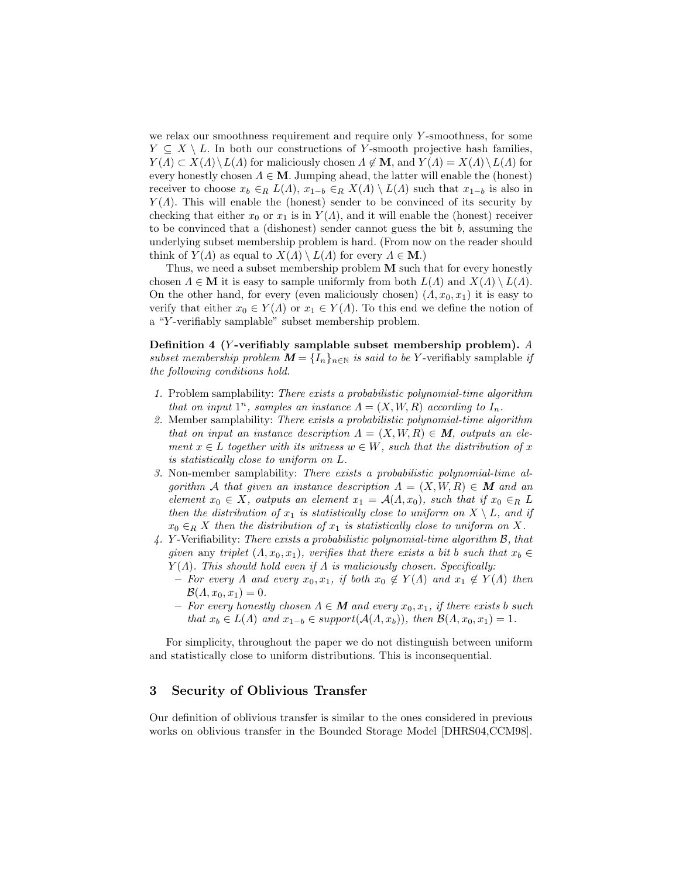we relax our smoothness requirement and require only $Y$-smoothness, for some $Y \subseteq X \setminus L$. In both our constructions of $Y$-smooth projective hash families, $Y(\Lambda) \subset X(\Lambda) \setminus L(\Lambda)$ for maliciously chosen $\Lambda \notin \mathbf{M}$, and $Y(\Lambda) = X(\Lambda) \setminus L(\Lambda)$ for every honestly chosen $\Lambda \in \mathbf{M}$. Jumping ahead, the latter will enable the (honest) receiver to choose $x_b \in_R L(\Lambda)$, $x_{1-b} \in_R X(\Lambda) \setminus L(\Lambda)$ such that $x_{1-b}$ is also in $Y(\Lambda)$. This will enable the (honest) sender to be convinced of its security by checking that either $x_0$ or $x_1$ is in $Y(\Lambda)$, and it will enable the (honest) receiver to be convinced that a (dishonest) sender cannot guess the bit $b$, assuming the underlying subset membership problem is hard. (From now on the reader should think of $Y(\Lambda)$ as equal to $X(\Lambda) \setminus L(\Lambda)$ for every $\Lambda \in \mathbf{M}$.)

Thus, we need a subset membership problem $\mathbf{M}$ such that for every honestly chosen $\Lambda \in \mathbf{M}$ it is easy to sample uniformly from both $L(\Lambda)$ and $X(\Lambda) \setminus L(\Lambda)$. On the other hand, for every (even maliciously chosen) $(\Lambda, x_0, x_1)$ it is easy to verify that either $x_0 \in Y(\Lambda)$ or $x_1 \in Y(\Lambda)$. To this end we define the notion of a "$Y$-verifiably samplable" subset membership problem.

**Definition 4 ($Y$-verifiably samplable subset membership problem).** *A subset membership problem $\boldsymbol{M} = \{I_n\}_{n \in \mathbb{N}}$ is said to be $Y$-*verifiably samplable *if the following conditions hold.*

1. Problem samplability: *There exists a probabilistic polynomial-time algorithm that on input $1^n$, samples an instance $\Lambda = (X, W, R)$ according to $I_n$.*
2. Member samplability: *There exists a probabilistic polynomial-time algorithm that on input an instance description $\Lambda = (X, W, R) \in \boldsymbol{M}$, outputs an element $x \in L$ together with its witness $w \in W$, such that the distribution of $x$ is statistically close to uniform on $L$.*
3. Non-member samplability: *There exists a probabilistic polynomial-time algorithm $\mathcal{A}$ that given an instance description $\Lambda = (X, W, R) \in \boldsymbol{M}$ and an element $x_0 \in X$, outputs an element $x_1 = \mathcal{A}(\Lambda, x_0)$, such that if $x_0 \in_R L$ then the distribution of $x_1$ is statistically close to uniform on $X \setminus L$, and if $x_0 \in_R X$ then the distribution of $x_1$ is statistically close to uniform on $X$.*
4. $Y$-Verifiability: *There exists a probabilistic polynomial-time algorithm $\mathcal{B}$, that given* any *triplet $(\Lambda, x_0, x_1)$, verifies that there exists a bit $b$ such that $x_b \in Y(\Lambda)$. This should hold even if $\Lambda$ is maliciously chosen. Specifically:*
   - *For every $\Lambda$ and every $x_0, x_1$, if both $x_0 \notin Y(\Lambda)$ and $x_1 \notin Y(\Lambda)$ then $\mathcal{B}(\Lambda, x_0, x_1) = 0$.*
   - *For every honestly chosen $\Lambda \in \boldsymbol{M}$ and every $x_0, x_1$, if there exists $b$ such that $x_b \in L(\Lambda)$ and $x_{1-b} \in support(\mathcal{A}(\Lambda, x_b))$, then $\mathcal{B}(\Lambda, x_0, x_1) = 1$.*

For simplicity, throughout the paper we do not distinguish between uniform and statistically close to uniform distributions. This is inconsequential.

## 3 Security of Oblivious Transfer

Our definition of oblivious transfer is similar to the ones considered in previous works on oblivious transfer in the Bounded Storage Model [DHRS04,CCM98].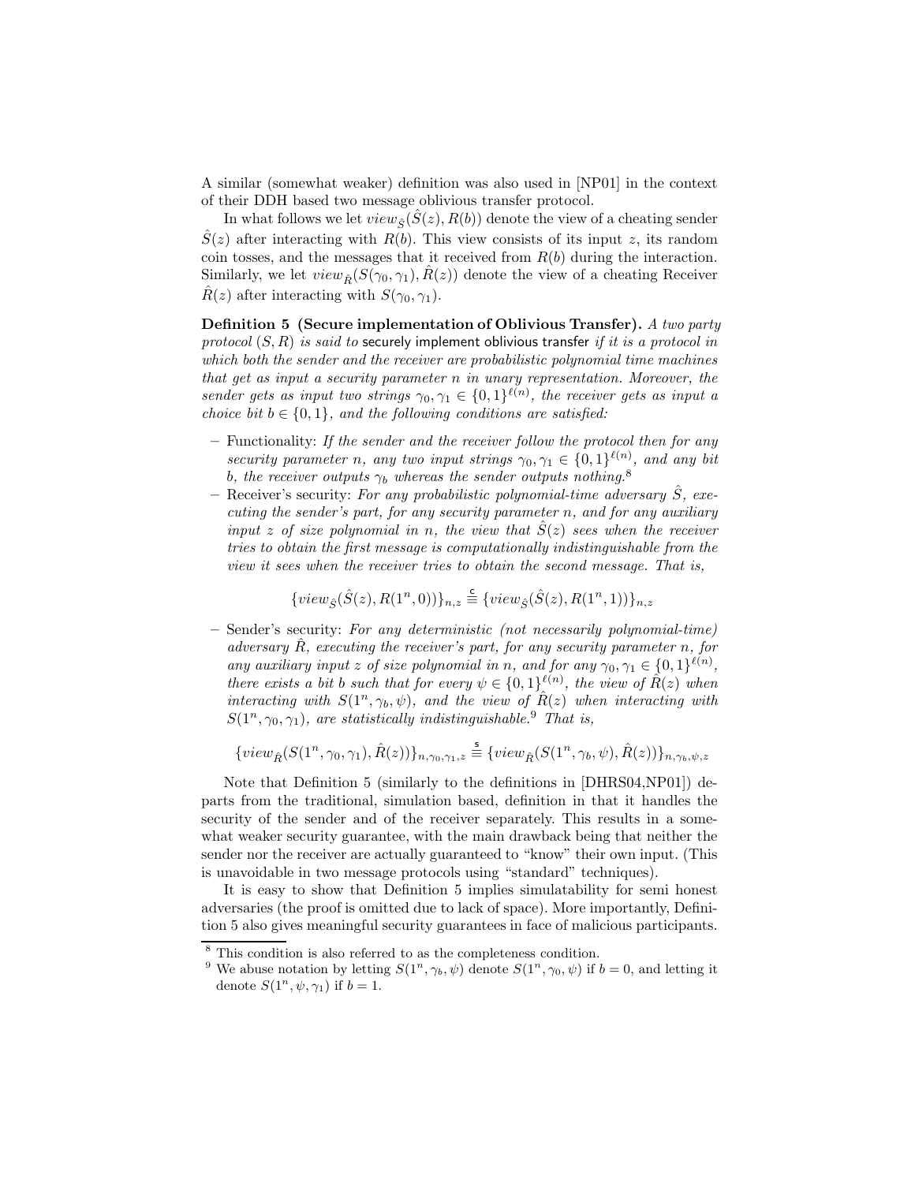A similar (somewhat weaker) definition was also used in [NP01] in the context of their DDH based two message oblivious transfer protocol.

In what follows we let $view_{\hat{S}}(\hat{S}(z), R(b))$ denote the view of a cheating sender $\hat{S}(z)$ after interacting with $R(b)$. This view consists of its input $z$, its random coin tosses, and the messages that it received from $R(b)$ during the interaction. Similarly, we let $view_{\hat{R}}(S(\gamma_0, \gamma_1), \hat{R}(z))$ denote the view of a cheating Receiver $\hat{R}(z)$ after interacting with $S(\gamma_0, \gamma_1)$.

**Definition 5 (Secure implementation of Oblivious Transfer).** *A two party protocol $(S, R)$ is said to* securely implement oblivious transfer *if it is a protocol in which both the sender and the receiver are probabilistic polynomial time machines that get as input a security parameter $n$ in unary representation. Moreover, the sender gets as input two strings $\gamma_0, \gamma_1 \in \{0,1\}^{\ell(n)}$, the receiver gets as input a choice bit $b \in \{0,1\}$, and the following conditions are satisfied:*

- Functionality: *If the sender and the receiver follow the protocol then for any security parameter $n$, any two input strings $\gamma_0, \gamma_1 \in \{0,1\}^{\ell(n)}$, and any bit $b$, the receiver outputs $\gamma_b$ whereas the sender outputs nothing.*[8]
- Receiver's security: *For any probabilistic polynomial-time adversary $\hat{S}$, executing the sender's part, for any security parameter $n$, and for any auxiliary input $z$ of size polynomial in $n$, the view that $\hat{S}(z)$ sees when the receiver tries to obtain the first message is computationally indistinguishable from the view it sees when the receiver tries to obtain the second message. That is,*

$$\{view_{\hat{S}}(\hat{S}(z), R(1^n, 0))\}_{n,z} \stackrel{c}{\equiv} \{view_{\hat{S}}(\hat{S}(z), R(1^n, 1))\}_{n,z}$$

- Sender's security: *For any deterministic (not necessarily polynomial-time) adversary $\hat{R}$, executing the receiver's part, for any security parameter $n$, for any auxiliary input $z$ of size polynomial in $n$, and for any $\gamma_0, \gamma_1 \in \{0,1\}^{\ell(n)}$, there exists a bit $b$ such that for every $\psi \in \{0,1\}^{\ell(n)}$, the view of $\hat{R}(z)$ when interacting with $S(1^n, \gamma_b, \psi)$, and the view of $\hat{R}(z)$ when interacting with $S(1^n, \gamma_0, \gamma_1)$, are statistically indistinguishable.*[9] *That is,*

$$\{view_{\hat{R}}(S(1^n, \gamma_0, \gamma_1), \hat{R}(z))\}_{n,\gamma_0,\gamma_1,z} \stackrel{s}{\equiv} \{view_{\hat{R}}(S(1^n, \gamma_b, \psi), \hat{R}(z))\}_{n,\gamma_b,\psi,z}$$

Note that Definition 5 (similarly to the definitions in [DHRS04,NP01]) departs from the traditional, simulation based, definition in that it handles the security of the sender and of the receiver separately. This results in a somewhat weaker security guarantee, with the main drawback being that neither the sender nor the receiver are actually guaranteed to "know" their own input. (This is unavoidable in two message protocols using "standard" techniques).

It is easy to show that Definition 5 implies simulatability for semi honest adversaries (the proof is omitted due to lack of space). More importantly, Definition 5 also gives meaningful security guarantees in face of malicious participants.

[8] This condition is also referred to as the completeness condition.

[9] We abuse notation by letting $S(1^n, \gamma_b, \psi)$ denote $S(1^n, \gamma_0, \psi)$ if $b = 0$, and letting it denote $S(1^n, \psi, \gamma_1)$ if $b = 1$.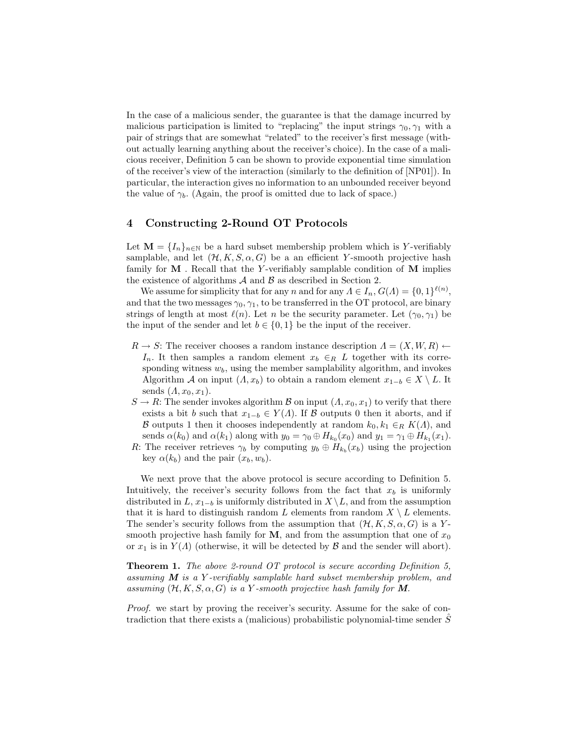In the case of a malicious sender, the guarantee is that the damage incurred by malicious participation is limited to "replacing" the input strings $\gamma_0, \gamma_1$ with a pair of strings that are somewhat "related" to the receiver's first message (without actually learning anything about the receiver's choice). In the case of a malicious receiver, Definition 5 can be shown to provide exponential time simulation of the receiver's view of the interaction (similarly to the definition of [NP01]). In particular, the interaction gives no information to an unbounded receiver beyond the value of $\gamma_b$. (Again, the proof is omitted due to lack of space.)

## 4 Constructing 2-Round OT Protocols

Let $\mathbf{M} = \{I_n\}_{n \in \mathbb{N}}$ be a hard subset membership problem which is $Y$-verifiably samplable, and let $(\mathcal{H}, K, S, \alpha, G)$ be a an efficient $Y$-smooth projective hash family for $\mathbf{M}$ . Recall that the $Y$-verifiably samplable condition of $\mathbf{M}$ implies the existence of algorithms $\mathcal{A}$ and $\mathcal{B}$ as described in Section 2.

We assume for simplicity that for any $n$ and for any $\Lambda \in I_n$, $G(\Lambda) = \{0,1\}^{\ell(n)}$, and that the two messages $\gamma_0, \gamma_1$, to be transferred in the OT protocol, are binary strings of length at most $\ell(n)$. Let $n$ be the security parameter. Let $(\gamma_0, \gamma_1)$ be the input of the sender and let $b \in \{0,1\}$ be the input of the receiver.

- $R \rightarrow S$: The receiver chooses a random instance description $\Lambda = (X, W, R) \leftarrow I_n$. It then samples a random element $x_b \in_R L$ together with its corresponding witness $w_b$, using the member samplability algorithm, and invokes Algorithm $\mathcal{A}$ on input $(\Lambda, x_b)$ to obtain a random element $x_{1-b} \in X \setminus L$. It sends $(\Lambda, x_0, x_1)$.
- $S \rightarrow R$: The sender invokes algorithm $\mathcal{B}$ on input $(\Lambda, x_0, x_1)$ to verify that there exists a bit $b$ such that $x_{1-b} \in Y(\Lambda)$. If $\mathcal{B}$ outputs 0 then it aborts, and if $\mathcal{B}$ outputs 1 then it chooses independently at random $k_0, k_1 \in_R K(\Lambda)$, and sends $\alpha(k_0)$ and $\alpha(k_1)$ along with $y_0 = \gamma_0 \oplus H_{k_0}(x_0)$ and $y_1 = \gamma_1 \oplus H_{k_1}(x_1)$.
- $R$: The receiver retrieves $\gamma_b$ by computing $y_b \oplus H_{k_b}(x_b)$ using the projection key $\alpha(k_b)$ and the pair $(x_b, w_b)$.

We next prove that the above protocol is secure according to Definition 5. Intuitively, the receiver's security follows from the fact that $x_b$ is uniformly distributed in $L$, $x_{1-b}$ is uniformly distributed in $X \setminus L$, and from the assumption that it is hard to distinguish random $L$ elements from random $X \setminus L$ elements. The sender's security follows from the assumption that $(\mathcal{H}, K, S, \alpha, G)$ is a $Y$-smooth projective hash family for $\mathbf{M}$, and from the assumption that one of $x_0$ or $x_1$ is in $Y(\Lambda)$ (otherwise, it will be detected by $\mathcal{B}$ and the sender will abort).

**Theorem 1.** *The above 2-round OT protocol is secure according Definition 5, assuming $\boldsymbol{M}$ is a $Y$-verifiably samplable hard subset membership problem, and assuming $(\mathcal{H}, K, S, \alpha, G)$ is a $Y$-smooth projective hash family for $\boldsymbol{M}$.*

*Proof.* we start by proving the receiver's security. Assume for the sake of contradiction that there exists a (malicious) probabilistic polynomial-time sender $\hat{S}$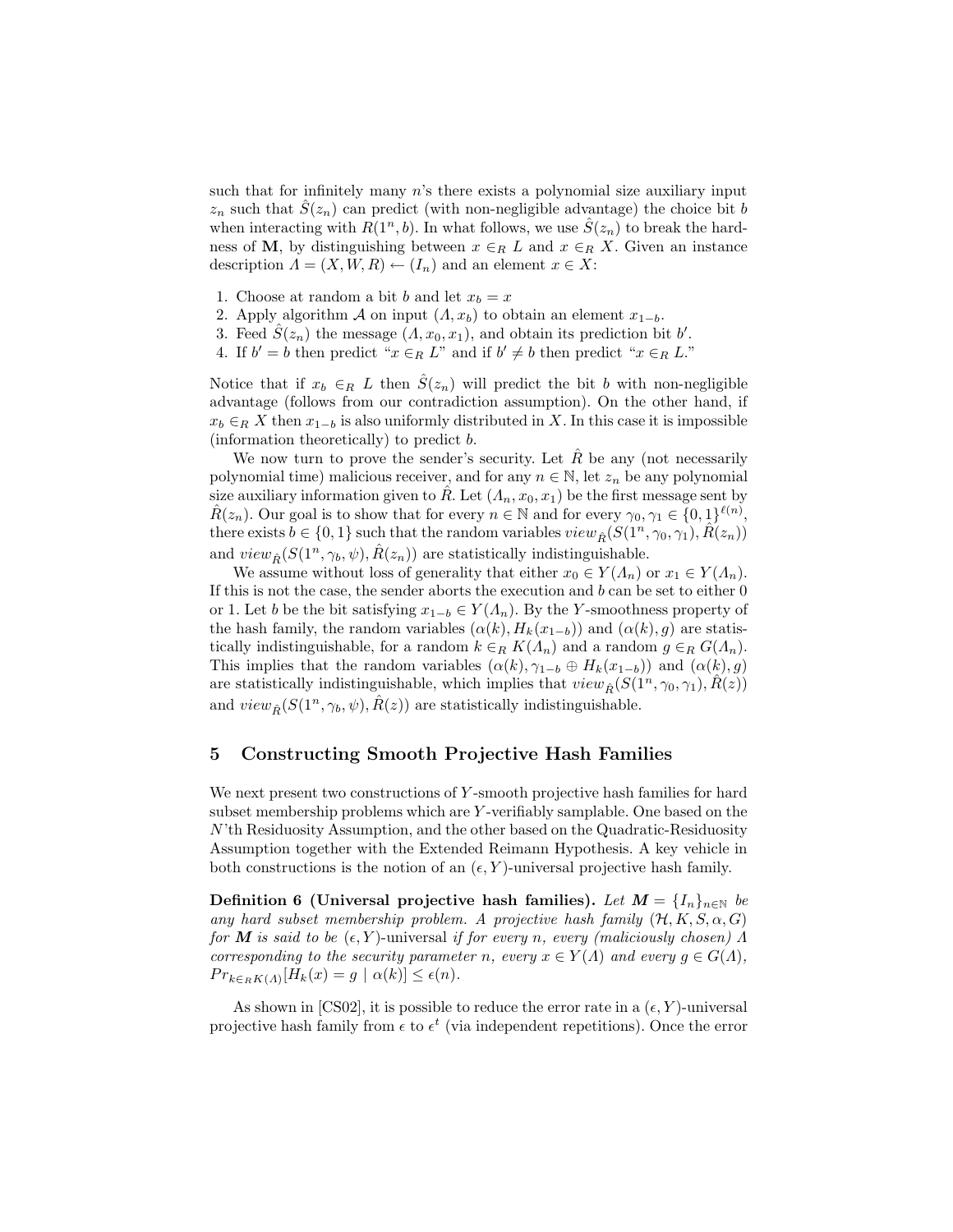such that for infinitely many $n$'s there exists a polynomial size auxiliary input $z_n$ such that $\hat{S}(z_n)$ can predict (with non-negligible advantage) the choice bit $b$ when interacting with $R(1^n, b)$. In what follows, we use $\hat{S}(z_n)$ to break the hardness of **M**, by distinguishing between $x \in_R L$ and $x \in_R X$. Given an instance description $\Lambda = (X, W, R) \leftarrow (I_n)$ and an element $x \in X$:

1. Choose at random a bit $b$ and let $x_b = x$
2. Apply algorithm $\mathcal{A}$ on input $(\Lambda, x_b)$ to obtain an element $x_{1-b}$.
3. Feed $\hat{S}(z_n)$ the message $(\Lambda, x_0, x_1)$, and obtain its prediction bit $b'$.
4. If $b' = b$ then predict "$x \in_R L$" and if $b' \neq b$ then predict "$x \in_R L$."

Notice that if $x_b \in_R L$ then $\hat{S}(z_n)$ will predict the bit $b$ with non-negligible advantage (follows from our contradiction assumption). On the other hand, if $x_b \in_R X$ then $x_{1-b}$ is also uniformly distributed in $X$. In this case it is impossible (information theoretically) to predict $b$.

We now turn to prove the sender's security. Let $\hat{R}$ be any (not necessarily polynomial time) malicious receiver, and for any $n \in \mathbb{N}$, let $z_n$ be any polynomial size auxiliary information given to $\hat{R}$. Let $(\Lambda_n, x_0, x_1)$ be the first message sent by $\hat{R}(z_n)$. Our goal is to show that for every $n \in \mathbb{N}$ and for every $\gamma_0, \gamma_1 \in \{0,1\}^{\ell(n)}$, there exists $b \in \{0,1\}$ such that the random variables $view_{\hat{R}}(S(1^n, \gamma_0, \gamma_1), \hat{R}(z_n))$ and $view_{\hat{R}}(S(1^n, \gamma_b, \psi), \hat{R}(z_n))$ are statistically indistinguishable.

We assume without loss of generality that either $x_0 \in Y(\Lambda_n)$ or $x_1 \in Y(\Lambda_n)$. If this is not the case, the sender aborts the execution and $b$ can be set to either 0 or 1. Let $b$ be the bit satisfying $x_{1-b} \in Y(\Lambda_n)$. By the $Y$-smoothness property of the hash family, the random variables $(\alpha(k), H_k(x_{1-b}))$ and $(\alpha(k), g)$ are statistically indistinguishable, for a random $k \in_R K(\Lambda_n)$ and a random $g \in_R G(\Lambda_n)$. This implies that the random variables $(\alpha(k), \gamma_{1-b} \oplus H_k(x_{1-b}))$ and $(\alpha(k), g)$ are statistically indistinguishable, which implies that $view_{\hat{R}}(S(1^n, \gamma_0, \gamma_1), \hat{R}(z))$ and $view_{\hat{R}}(S(1^n, \gamma_b, \psi), \hat{R}(z))$ are statistically indistinguishable.

## 5 Constructing Smooth Projective Hash Families

We next present two constructions of $Y$-smooth projective hash families for hard subset membership problems which are $Y$-verifiably samplable. One based on the $N$'th Residuosity Assumption, and the other based on the Quadratic-Residuosity Assumption together with the Extended Reimann Hypothesis. A key vehicle in both constructions is the notion of an $(\epsilon, Y)$-universal projective hash family.

**Definition 6 (Universal projective hash families).** *Let $\boldsymbol{M} = \{I_n\}_{n \in \mathbb{N}}$ be any hard subset membership problem. A projective hash family $(\mathcal{H}, K, S, \alpha, G)$ for $\boldsymbol{M}$ is said to be $(\epsilon, Y)$-universal if for every $n$, every (maliciously chosen) $\Lambda$ corresponding to the security parameter $n$, every $x \in Y(\Lambda)$ and every $g \in G(\Lambda)$, $Pr_{k \in_R K(\Lambda)}[H_k(x) = g \mid \alpha(k)] \leq \epsilon(n)$.*

As shown in [CS02], it is possible to reduce the error rate in a $(\epsilon, Y)$-universal projective hash family from $\epsilon$ to $\epsilon^t$ (via independent repetitions). Once the error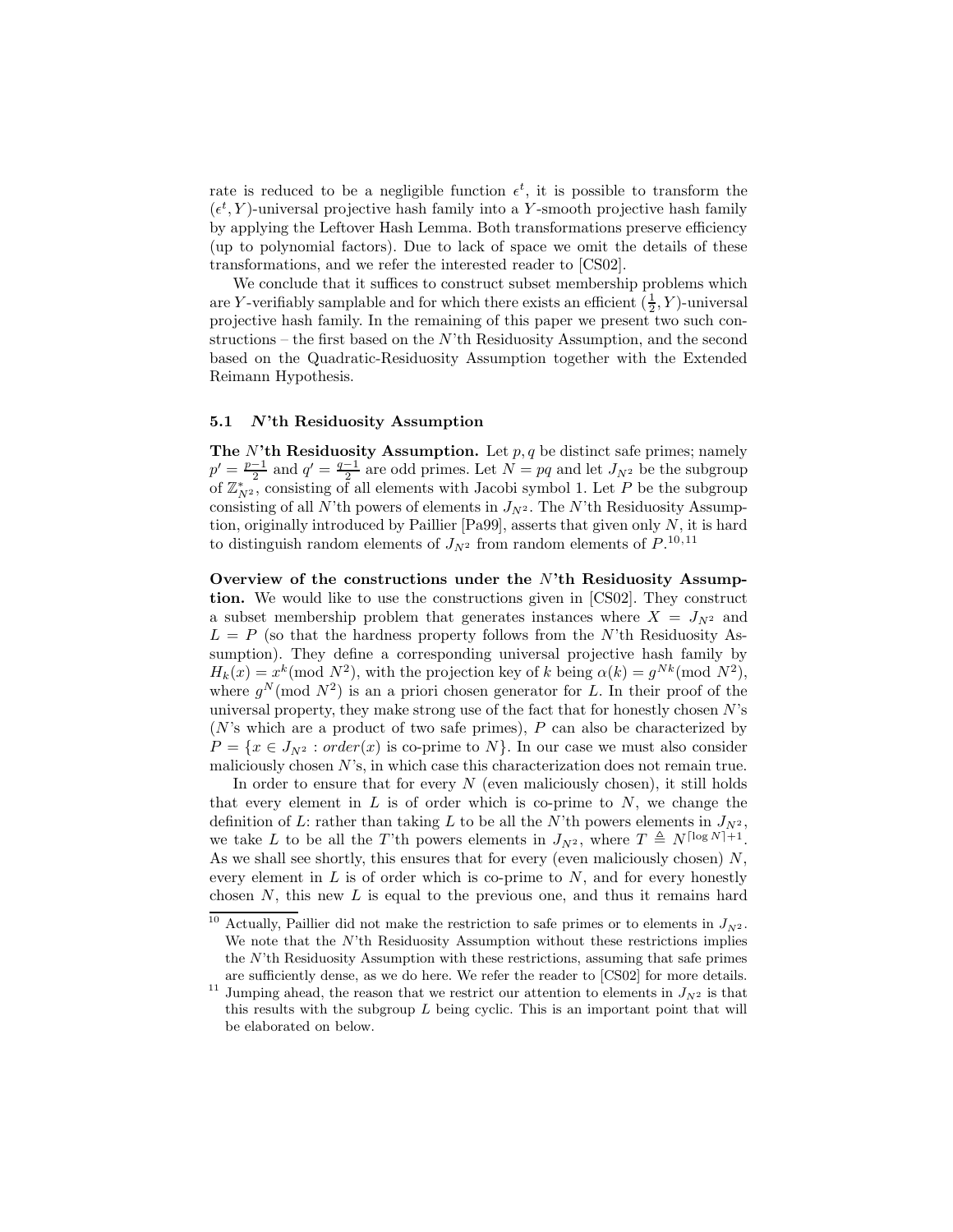rate is reduced to be a negligible function $\epsilon^t$, it is possible to transform the $(\epsilon^t, Y)$-universal projective hash family into a $Y$-smooth projective hash family by applying the Leftover Hash Lemma. Both transformations preserve efficiency (up to polynomial factors). Due to lack of space we omit the details of these transformations, and we refer the interested reader to [CS02].

We conclude that it suffices to construct subset membership problems which are $Y$-verifiably samplable and for which there exists an efficient $(\frac{1}{2}, Y)$-universal projective hash family. In the remaining of this paper we present two such constructions – the first based on the $N$'th Residuosity Assumption, and the second based on the Quadratic-Residuosity Assumption together with the Extended Reimann Hypothesis.

### 5.1 $N$'th Residuosity Assumption

**The $N$'th Residuosity Assumption.** Let $p, q$ be distinct safe primes; namely $p' = \frac{p-1}{2}$ and $q' = \frac{q-1}{2}$ are odd primes. Let $N = pq$ and let $J_{N^2}$ be the subgroup of $\mathbb{Z}^*_{N^2}$, consisting of all elements with Jacobi symbol 1. Let $P$ be the subgroup consisting of all $N$'th powers of elements in $J_{N^2}$. The $N$'th Residuosity Assumption, originally introduced by Paillier [Pa99], asserts that given only $N$, it is hard to distinguish random elements of $J_{N^2}$ from random elements of $P$.[10,11]

**Overview of the constructions under the $N$'th Residuosity Assumption.** We would like to use the constructions given in [CS02]. They construct a subset membership problem that generates instances where $X = J_{N^2}$ and $L = P$ (so that the hardness property follows from the $N$'th Residuosity Assumption). They define a corresponding universal projective hash family by $H_k(x) = x^k (\text{mod } N^2)$, with the projection key of $k$ being $\alpha(k) = g^{Nk} (\text{mod } N^2)$, where $g^N (\text{mod } N^2)$ is an a priori chosen generator for $L$. In their proof of the universal property, they make strong use of the fact that for honestly chosen $N$'s ($N$'s which are a product of two safe primes), $P$ can also be characterized by $P = \{x \in J_{N^2} : \mathit{order}(x) \text{ is co-prime to } N\}$. In our case we must also consider maliciously chosen $N$'s, in which case this characterization does not remain true.

In order to ensure that for every $N$ (even maliciously chosen), it still holds that every element in $L$ is of order which is co-prime to $N$, we change the definition of $L$: rather than taking $L$ to be all the $N$'th powers elements in $J_{N^2}$, we take $L$ to be all the $T$'th powers elements in $J_{N^2}$, where $T \triangleq N^{\lceil \log N \rceil + 1}$. As we shall see shortly, this ensures that for every (even maliciously chosen) $N$, every element in $L$ is of order which is co-prime to $N$, and for every honestly chosen $N$, this new $L$ is equal to the previous one, and thus it remains hard

---

[10] Actually, Paillier did not make the restriction to safe primes or to elements in $J_{N^2}$. We note that the $N$'th Residuosity Assumption without these restrictions implies the $N$'th Residuosity Assumption with these restrictions, assuming that safe primes are sufficiently dense, as we do here. We refer the reader to [CS02] for more details.

[11] Jumping ahead, the reason that we restrict our attention to elements in $J_{N^2}$ is that this results with the subgroup $L$ being cyclic. This is an important point that will be elaborated on below.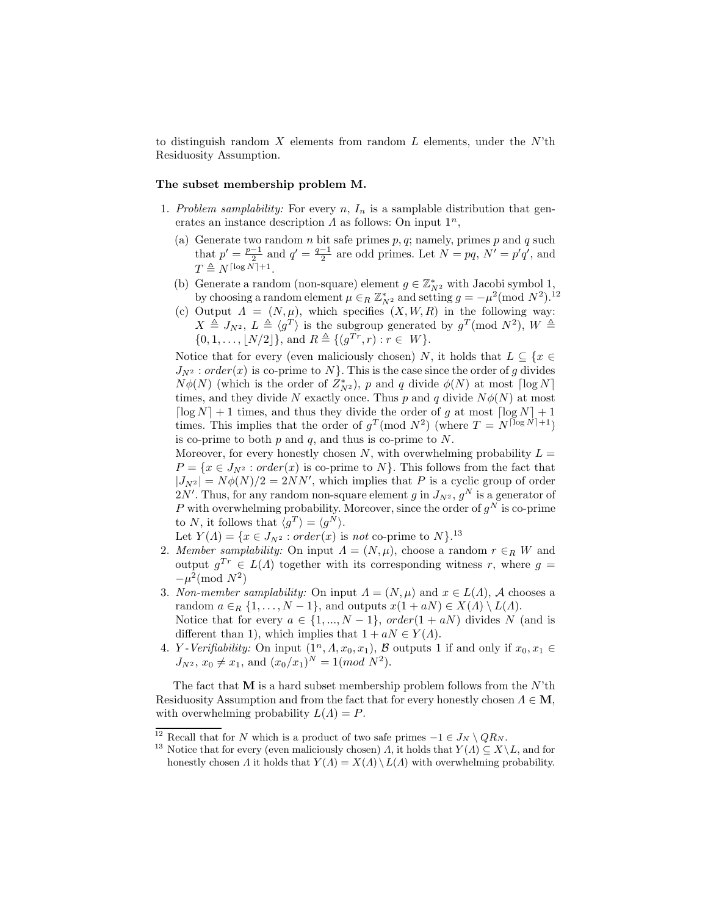to distinguish random $X$ elements from random $L$ elements, under the $N$'th Residuosity Assumption.

**The subset membership problem M.**

1. *Problem samplability:* For every $n$, $I_n$ is a samplable distribution that generates an instance description $\Lambda$ as follows: On input $1^n$,
   (a) Generate two random $n$ bit safe primes $p, q$; namely, primes $p$ and $q$ such that $p' = \frac{p-1}{2}$ and $q' = \frac{q-1}{2}$ are odd primes. Let $N = pq$, $N' = p'q'$, and $T \triangleq N^{\lceil \log N \rceil + 1}$.
   (b) Generate a random (non-square) element $g \in \mathbb{Z}^*_{N^2}$ with Jacobi symbol 1, by choosing a random element $\mu \in_R \mathbb{Z}^*_{N^2}$ and setting $g = -\mu^2 (\text{mod } N^2)$.[12]
   (c) Output $\Lambda = (N, \mu)$, which specifies $(X, W, R)$ in the following way: $X \triangleq J_{N^2}$, $L \triangleq \langle g^T \rangle$ is the subgroup generated by $g^T (\text{mod } N^2)$, $W \triangleq \{0, 1, \ldots, \lfloor N/2 \rfloor\}$, and $R \triangleq \{(g^{Tr}, r) : r \in W\}$.

   Notice that for every (even maliciously chosen) $N$, it holds that $L \subseteq \{x \in J_{N^2} : order(x) \text{ is co-prime to } N\}$. This is the case since the order of $g$ divides $N\phi(N)$ (which is the order of $Z^*_{N^2}$), $p$ and $q$ divide $\phi(N)$ at most $\lceil \log N \rceil$ times, and they divide $N$ exactly once. Thus $p$ and $q$ divide $N\phi(N)$ at most $\lceil \log N \rceil + 1$ times, and thus they divide the order of $g$ at most $\lceil \log N \rceil + 1$ times. This implies that the order of $g^T (\text{mod } N^2)$ (where $T = N^{\lceil \log N \rceil + 1}$) is co-prime to both $p$ and $q$, and thus is co-prime to $N$.

   Moreover, for every honestly chosen $N$, with overwhelming probability $L = P = \{x \in J_{N^2} : order(x) \text{ is co-prime to } N\}$. This follows from the fact that $|J_{N^2}| = N\phi(N)/2 = 2NN'$, which implies that $P$ is a cyclic group of order $2N'$. Thus, for any random non-square element $g$ in $J_{N^2}$, $g^N$ is a generator of $P$ with overwhelming probability. Moreover, since the order of $g^N$ is co-prime to $N$, it follows that $\langle g^T \rangle = \langle g^N \rangle$.

   Let $Y(\Lambda) = \{x \in J_{N^2} : order(x) \text{ is } \textit{not} \text{ co-prime to } N\}$.[13]
2. *Member samplability:* On input $\Lambda = (N, \mu)$, choose a random $r \in_R W$ and output $g^{Tr} \in L(\Lambda)$ together with its corresponding witness $r$, where $g = -\mu^2 (\text{mod } N^2)$
3. *Non-member samplability:* On input $\Lambda = (N, \mu)$ and $x \in L(\Lambda)$, $\mathcal{A}$ chooses a random $a \in_R \{1, \ldots, N-1\}$, and outputs $x(1 + aN) \in X(\Lambda) \setminus L(\Lambda)$.

   Notice that for every $a \in \{1, ..., N-1\}$, $order(1 + aN)$ divides $N$ (and is different than 1), which implies that $1 + aN \in Y(\Lambda)$.
4. *Y-Verifiability:* On input $(1^n, \Lambda, x_0, x_1)$, $\mathcal{B}$ outputs 1 if and only if $x_0, x_1 \in J_{N^2}$, $x_0 \neq x_1$, and $(x_0/x_1)^N = 1 (\text{mod } N^2)$.

The fact that **M** is a hard subset membership problem follows from the $N$'th Residuosity Assumption and from the fact that for every honestly chosen $\Lambda \in \mathbf{M}$, with overwhelming probability $L(\Lambda) = P$.

---

[12] Recall that for $N$ which is a product of two safe primes $-1 \in J_N \setminus QR_N$.

[13] Notice that for every (even maliciously chosen) $\Lambda$, it holds that $Y(\Lambda) \subseteq X \setminus L$, and for honestly chosen $\Lambda$ it holds that $Y(\Lambda) = X(\Lambda) \setminus L(\Lambda)$ with overwhelming probability.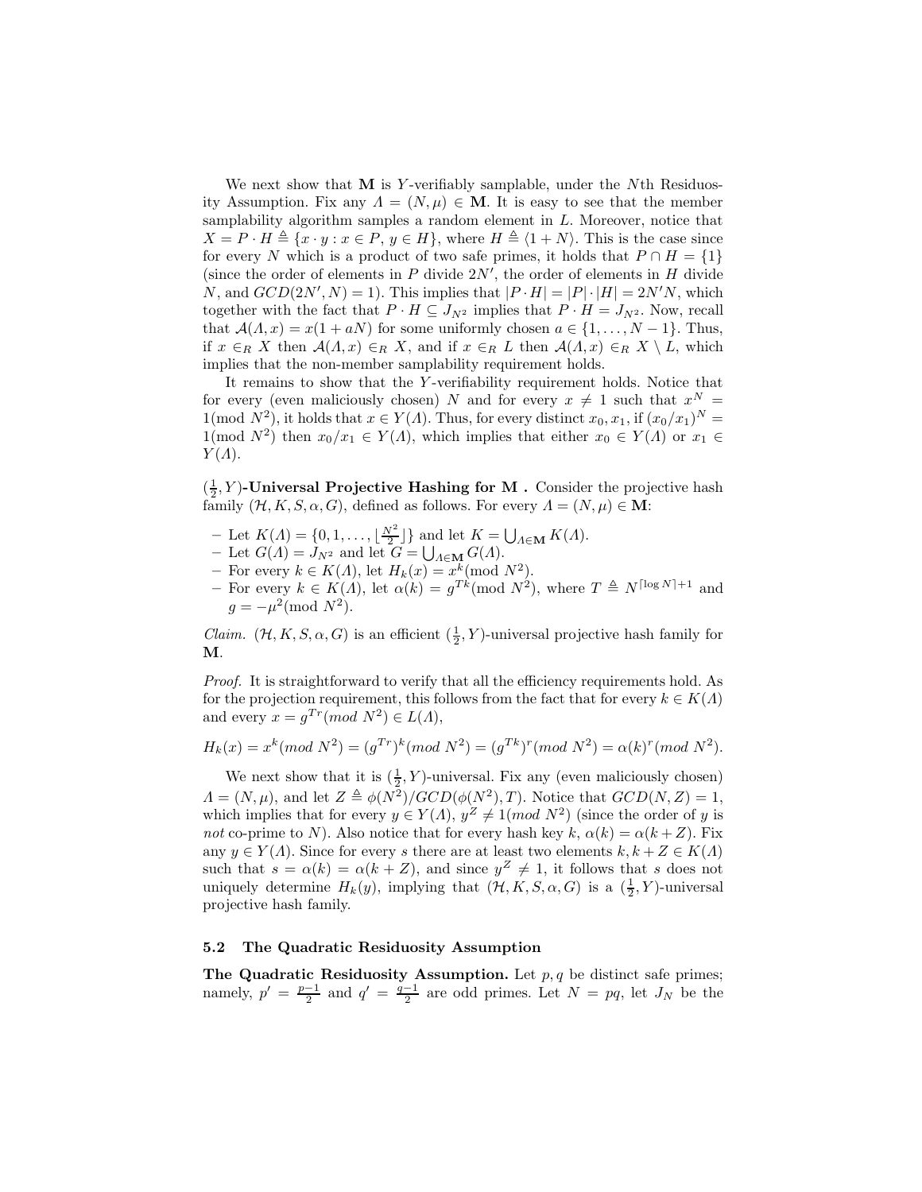We next show that $\mathbf{M}$ is $Y$-verifiably samplable, under the $N$th Residuosity Assumption. Fix any $\Lambda = (N, \mu) \in \mathbf{M}$. It is easy to see that the member samplability algorithm samples a random element in $L$. Moreover, notice that $X = P \cdot H \triangleq \{x \cdot y : x \in P,\ y \in H\}$, where $H \triangleq \langle 1 + N \rangle$. This is the case since for every $N$ which is a product of two safe primes, it holds that $P \cap H = \{1\}$ (since the order of elements in $P$ divide $2N'$, the order of elements in $H$ divide $N$, and $GCD(2N', N) = 1$). This implies that $|P \cdot H| = |P| \cdot |H| = 2N'N$, which together with the fact that $P \cdot H \subseteq J_{N^2}$ implies that $P \cdot H = J_{N^2}$. Now, recall that $\mathcal{A}(\Lambda, x) = x(1 + aN)$ for some uniformly chosen $a \in \{1, \ldots, N-1\}$. Thus, if $x \in_R X$ then $\mathcal{A}(\Lambda, x) \in_R X$, and if $x \in_R L$ then $\mathcal{A}(\Lambda, x) \in_R X \setminus L$, which implies that the non-member samplability requirement holds.

It remains to show that the $Y$-verifiability requirement holds. Notice that for every (even maliciously chosen) $N$ and for every $x \neq 1$ such that $x^N = 1 (\text{mod } N^2)$, it holds that $x \in Y(\Lambda)$. Thus, for every distinct $x_0, x_1$, if $(x_0/x_1)^N = 1 (\text{mod } N^2)$ then $x_0/x_1 \in Y(\Lambda)$, which implies that either $x_0 \in Y(\Lambda)$ or $x_1 \in Y(\Lambda)$.

**$(\frac{1}{2}, Y)$-Universal Projective Hashing for M .** Consider the projective hash family $(\mathcal{H}, K, S, \alpha, G)$, defined as follows. For every $\Lambda = (N, \mu) \in \mathbf{M}$:

- Let $K(\Lambda) = \{0, 1, \ldots, \lfloor \frac{N^2}{2} \rfloor\}$ and let $K = \bigcup_{\Lambda \in \mathbf{M}} K(\Lambda)$.
- Let $G(\Lambda) = J_{N^2}$ and let $G = \bigcup_{\Lambda \in \mathbf{M}} G(\Lambda)$.
- For every $k \in K(\Lambda)$, let $H_k(x) = x^k (\text{mod } N^2)$.
- For every $k \in K(\Lambda)$, let $\alpha(k) = g^{Tk} (\text{mod } N^2)$, where $T \triangleq N^{\lceil \log N \rceil + 1}$ and $g = -\mu^2 (\text{mod } N^2)$.

*Claim.* $(\mathcal{H}, K, S, \alpha, G)$ is an efficient $(\frac{1}{2}, Y)$-universal projective hash family for $\mathbf{M}$.

*Proof.* It is straightforward to verify that all the efficiency requirements hold. As for the projection requirement, this follows from the fact that for every $k \in K(\Lambda)$ and every $x = g^{Tr} (mod\ N^2) \in L(\Lambda)$,

$$H_k(x) = x^k (mod\ N^2) = (g^{Tr})^k (mod\ N^2) = (g^{Tk})^r (mod\ N^2) = \alpha(k)^r (mod\ N^2).$$

We next show that it is $(\frac{1}{2}, Y)$-universal. Fix any (even maliciously chosen) $\Lambda = (N, \mu)$, and let $Z \triangleq \phi(N^2)/GCD(\phi(N^2), T)$. Notice that $GCD(N, Z) = 1$, which implies that for every $y \in Y(\Lambda)$, $y^Z \neq 1 (mod\ N^2)$ (since the order of $y$ is *not* co-prime to $N$). Also notice that for every hash key $k$, $\alpha(k) = \alpha(k + Z)$. Fix any $y \in Y(\Lambda)$. Since for every $s$ there are at least two elements $k, k + Z \in K(\Lambda)$ such that $s = \alpha(k) = \alpha(k + Z)$, and since $y^Z \neq 1$, it follows that $s$ does not uniquely determine $H_k(y)$, implying that $(\mathcal{H}, K, S, \alpha, G)$ is a $(\frac{1}{2}, Y)$-universal projective hash family.

### 5.2 The Quadratic Residuosity Assumption

**The Quadratic Residuosity Assumption.** Let $p, q$ be distinct safe primes; namely, $p' = \frac{p-1}{2}$ and $q' = \frac{q-1}{2}$ are odd primes. Let $N = pq$, let $J_N$ be the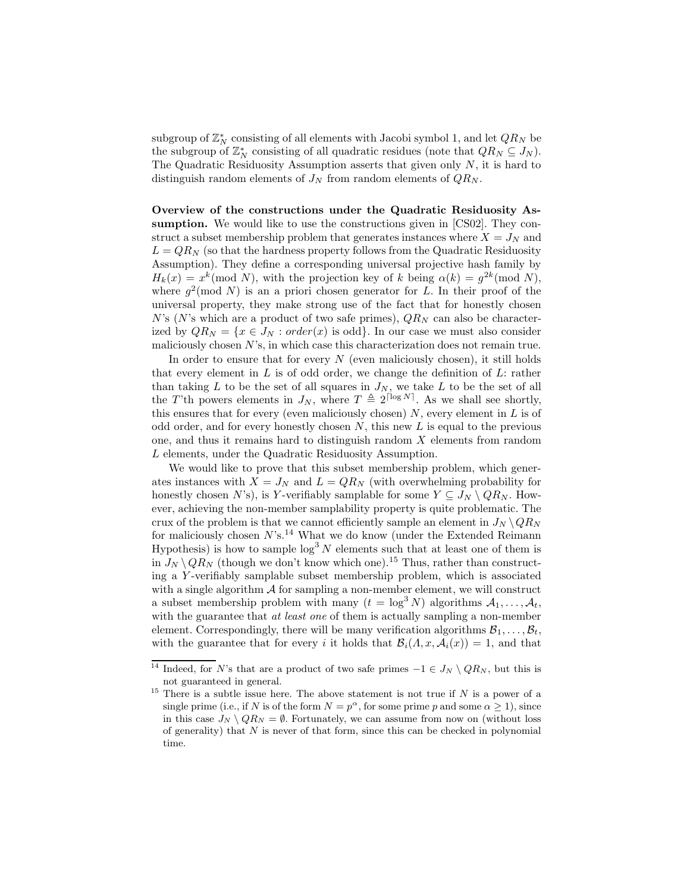subgroup of $\mathbb{Z}_N^*$ consisting of all elements with Jacobi symbol 1, and let $QR_N$ be the subgroup of $\mathbb{Z}_N^*$ consisting of all quadratic residues (note that $QR_N \subseteq J_N$). The Quadratic Residuosity Assumption asserts that given only $N$, it is hard to distinguish random elements of $J_N$ from random elements of $QR_N$.

**Overview of the constructions under the Quadratic Residuosity Assumption.** We would like to use the constructions given in [CS02]. They construct a subset membership problem that generates instances where $X = J_N$ and $L = QR_N$ (so that the hardness property follows from the Quadratic Residuosity Assumption). They define a corresponding universal projective hash family by $H_k(x) = x^k (\text{mod } N)$, with the projection key of $k$ being $\alpha(k) = g^{2k} (\text{mod } N)$, where $g^2 (\text{mod } N)$ is an a priori chosen generator for $L$. In their proof of the universal property, they make strong use of the fact that for honestly chosen $N$'s ($N$'s which are a product of two safe primes), $QR_N$ can also be characterized by $QR_N = \{x \in J_N : \mathit{order}(x) \text{ is odd}\}$. In our case we must also consider maliciously chosen $N$'s, in which case this characterization does not remain true.

In order to ensure that for every $N$ (even maliciously chosen), it still holds that every element in $L$ is of odd order, we change the definition of $L$: rather than taking $L$ to be the set of all squares in $J_N$, we take $L$ to be the set of all the $T$'th powers elements in $J_N$, where $T \triangleq 2^{\lceil \log N \rceil}$. As we shall see shortly, this ensures that for every (even maliciously chosen) $N$, every element in $L$ is of odd order, and for every honestly chosen $N$, this new $L$ is equal to the previous one, and thus it remains hard to distinguish random $X$ elements from random $L$ elements, under the Quadratic Residuosity Assumption.

We would like to prove that this subset membership problem, which generates instances with $X = J_N$ and $L = QR_N$ (with overwhelming probability for honestly chosen $N$'s), is $Y$-verifiably samplable for some $Y \subseteq J_N \setminus QR_N$. However, achieving the non-member samplability property is quite problematic. The crux of the problem is that we cannot efficiently sample an element in $J_N \setminus QR_N$ for maliciously chosen $N$'s.[14] What we do know (under the Extended Reimann Hypothesis) is how to sample $\log^3 N$ elements such that at least one of them is in $J_N \setminus QR_N$ (though we don't know which one).[15] Thus, rather than constructing a $Y$-verifiably samplable subset membership problem, which is associated with a single algorithm $\mathcal{A}$ for sampling a non-member element, we will construct a subset membership problem with many ($t = \log^3 N$) algorithms $\mathcal{A}_1, \ldots, \mathcal{A}_t$, with the guarantee that *at least one* of them is actually sampling a non-member element. Correspondingly, there will be many verification algorithms $\mathcal{B}_1, \ldots, \mathcal{B}_t$, with the guarantee that for every $i$ it holds that $\mathcal{B}_i(\Lambda, x, \mathcal{A}_i(x)) = 1$, and that

[14] Indeed, for $N$'s that are a product of two safe primes $-1 \in J_N \setminus QR_N$, but this is not guaranteed in general.

[15] There is a subtle issue here. The above statement is not true if $N$ is a power of a single prime (i.e., if $N$ is of the form $N = p^\alpha$, for some prime $p$ and some $\alpha \geq 1$), since in this case $J_N \setminus QR_N = \emptyset$. Fortunately, we can assume from now on (without loss of generality) that $N$ is never of that form, since this can be checked in polynomial time.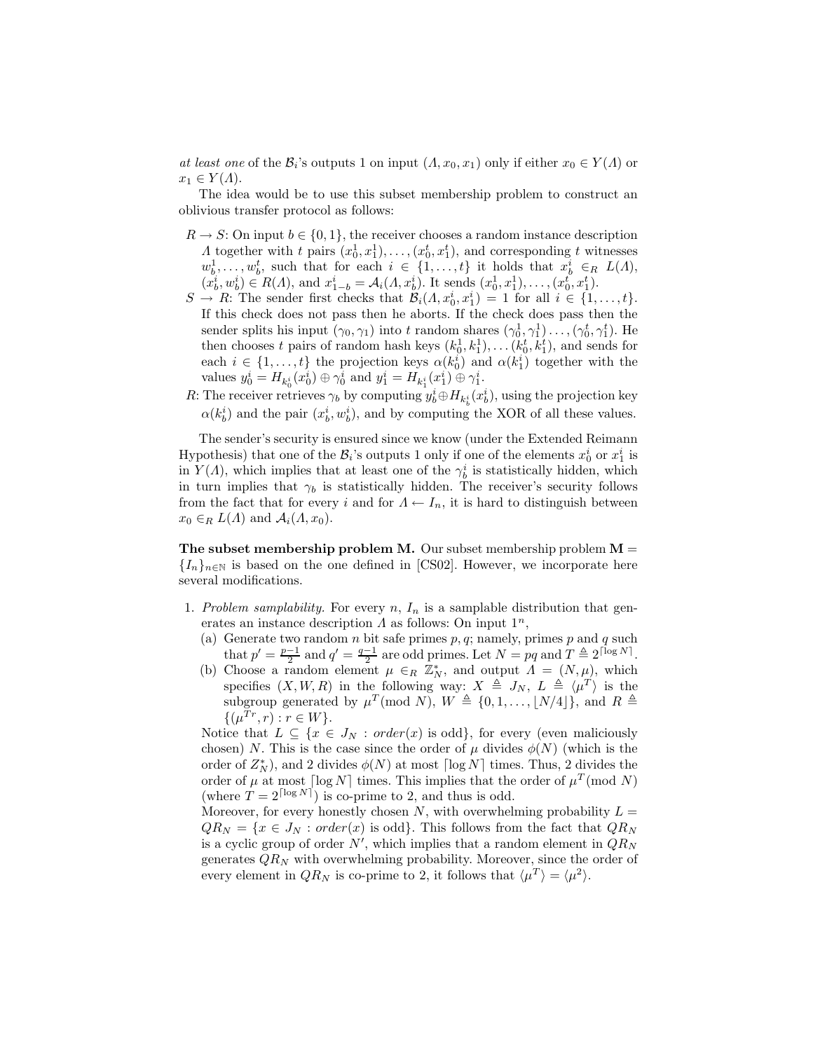*at least one* of the $\mathcal{B}_i$'s outputs 1 on input $(\Lambda, x_0, x_1)$ only if either $x_0 \in Y(\Lambda)$ or $x_1 \in Y(\Lambda)$.

The idea would be to use this subset membership problem to construct an oblivious transfer protocol as follows:

- $R \to S$: On input $b \in \{0,1\}$, the receiver chooses a random instance description $\Lambda$ together with $t$ pairs $(x_0^1, x_1^1), \ldots, (x_0^t, x_1^t)$, and corresponding $t$ witnesses $w_b^1, \ldots, w_b^t$, such that for each $i \in \{1, \ldots, t\}$ it holds that $x_b^i \in_R L(\Lambda)$, $(x_b^i, w_b^i) \in R(\Lambda)$, and $x_{1-b}^i = \mathcal{A}_i(\Lambda, x_b^i)$. It sends $(x_0^1, x_1^1), \ldots, (x_0^t, x_1^t)$.
- $S \to R$: The sender first checks that $\mathcal{B}_i(\Lambda, x_0^i, x_1^i) = 1$ for all $i \in \{1, \ldots, t\}$. If this check does not pass then he aborts. If the check does pass then the sender splits his input $(\gamma_0, \gamma_1)$ into $t$ random shares $(\gamma_0^1, \gamma_1^1) \ldots, (\gamma_0^t, \gamma_1^t)$. He then chooses $t$ pairs of random hash keys $(k_0^1, k_1^1), \ldots (k_0^t, k_1^t)$, and sends for each $i \in \{1, \ldots, t\}$ the projection keys $\alpha(k_0^i)$ and $\alpha(k_1^i)$ together with the values $y_0^i = H_{k_0^i}(x_0^i) \oplus \gamma_0^i$ and $y_1^i = H_{k_1^i}(x_1^i) \oplus \gamma_1^i$.
- $R$: The receiver retrieves $\gamma_b$ by computing $y_b^i \oplus H_{k_b^i}(x_b^i)$, using the projection key $\alpha(k_b^i)$ and the pair $(x_b^i, w_b^i)$, and by computing the XOR of all these values.

The sender's security is ensured since we know (under the Extended Reimann Hypothesis) that one of the $\mathcal{B}_i$'s outputs 1 only if one of the elements $x_0^i$ or $x_1^i$ is in $Y(\Lambda)$, which implies that at least one of the $\gamma_b^i$ is statistically hidden, which in turn implies that $\gamma_b$ is statistically hidden. The receiver's security follows from the fact that for every $i$ and for $\Lambda \leftarrow I_n$, it is hard to distinguish between $x_0 \in_R L(\Lambda)$ and $\mathcal{A}_i(\Lambda, x_0)$.

**The subset membership problem M.** Our subset membership problem $\mathbf{M} = \{I_n\}_{n \in \mathbb{N}}$ is based on the one defined in [CS02]. However, we incorporate here several modifications.

1. *Problem samplability.* For every $n$, $I_n$ is a samplable distribution that generates an instance description $\Lambda$ as follows: On input $1^n$,
   (a) Generate two random $n$ bit safe primes $p, q$; namely, primes $p$ and $q$ such that $p' = \frac{p-1}{2}$ and $q' = \frac{q-1}{2}$ are odd primes. Let $N = pq$ and $T \triangleq 2^{\lceil \log N \rceil}$.
   (b) Choose a random element $\mu \in_R \mathbb{Z}_N^*$, and output $\Lambda = (N, \mu)$, which specifies $(X, W, R)$ in the following way: $X \triangleq J_N$, $L \triangleq \langle \mu^T \rangle$ is the subgroup generated by $\mu^T (\text{mod } N)$, $W \triangleq \{0, 1, \ldots, \lfloor N/4 \rfloor\}$, and $R \triangleq \{(\mu^{Tr}, r) : r \in W\}$.

   Notice that $L \subseteq \{x \in J_N : \mathit{order}(x) \text{ is odd}\}$, for every (even maliciously chosen) $N$. This is the case since the order of $\mu$ divides $\phi(N)$ (which is the order of $Z_N^*$), and 2 divides $\phi(N)$ at most $\lceil \log N \rceil$ times. Thus, 2 divides the order of $\mu$ at most $\lceil \log N \rceil$ times. This implies that the order of $\mu^T (\text{mod } N)$ (where $T = 2^{\lceil \log N \rceil}$) is co-prime to 2, and thus is odd.

   Moreover, for every honestly chosen $N$, with overwhelming probability $L = QR_N = \{x \in J_N : \mathit{order}(x) \text{ is odd}\}$. This follows from the fact that $QR_N$ is a cyclic group of order $N'$, which implies that a random element in $QR_N$ generates $QR_N$ with overwhelming probability. Moreover, since the order of every element in $QR_N$ is co-prime to 2, it follows that $\langle \mu^T \rangle = \langle \mu^2 \rangle$.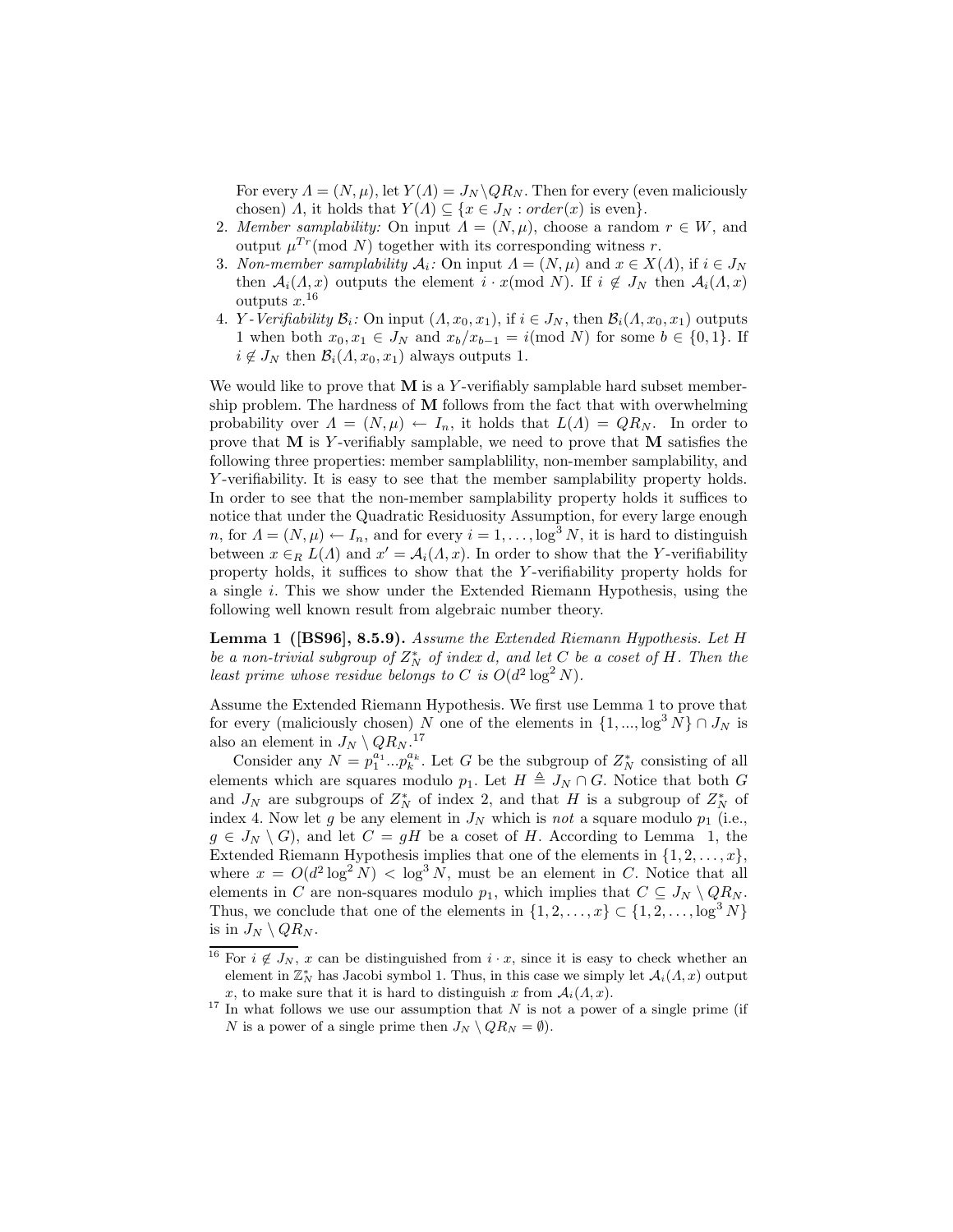For every $\Lambda = (N, \mu)$, let $Y(\Lambda) = J_N \setminus QR_N$. Then for every (even maliciously chosen) $\Lambda$, it holds that $Y(\Lambda) \subseteq \{x \in J_N : order(x) \text{ is even}\}$.

2. *Member samplability:* On input $\Lambda = (N, \mu)$, choose a random $r \in W$, and output $\mu^{Tr} (\bmod\ N)$ together with its corresponding witness $r$.
3. *Non-member samplability $\mathcal{A}_i$:* On input $\Lambda = (N, \mu)$ and $x \in X(\Lambda)$, if $i \in J_N$ then $\mathcal{A}_i(\Lambda, x)$ outputs the element $i \cdot x (\bmod\ N)$. If $i \notin J_N$ then $\mathcal{A}_i(\Lambda, x)$ outputs $x$.[16]
4. *$Y$-Verifiability $\mathcal{B}_i$:* On input $(\Lambda, x_0, x_1)$, if $i \in J_N$, then $\mathcal{B}_i(\Lambda, x_0, x_1)$ outputs 1 when both $x_0, x_1 \in J_N$ and $x_b / x_{b-1} = i (\bmod\ N)$ for some $b \in \{0, 1\}$. If $i \notin J_N$ then $\mathcal{B}_i(\Lambda, x_0, x_1)$ always outputs 1.

We would like to prove that $\mathbf{M}$ is a $Y$-verifiably samplable hard subset membership problem. The hardness of $\mathbf{M}$ follows from the fact that with overwhelming probability over $\Lambda = (N, \mu) \leftarrow I_n$, it holds that $L(\Lambda) = QR_N$. In order to prove that $\mathbf{M}$ is $Y$-verifiably samplable, we need to prove that $\mathbf{M}$ satisfies the following three properties: member samplablility, non-member samplability, and $Y$-verifiability. It is easy to see that the member samplability property holds. In order to see that the non-member samplability property holds it suffices to notice that under the Quadratic Residuosity Assumption, for every large enough $n$, for $\Lambda = (N, \mu) \leftarrow I_n$, and for every $i = 1, \ldots, \log^3 N$, it is hard to distinguish between $x \in_R L(\Lambda)$ and $x' = \mathcal{A}_i(\Lambda, x)$. In order to show that the $Y$-verifiability property holds, it suffices to show that the $Y$-verifiability property holds for a single $i$. This we show under the Extended Riemann Hypothesis, using the following well known result from algebraic number theory.

**Lemma 1 ([BS96], 8.5.9).** *Assume the Extended Riemann Hypothesis. Let $H$ be a non-trivial subgroup of $Z_N^*$ of index $d$, and let $C$ be a coset of $H$. Then the least prime whose residue belongs to $C$ is $O(d^2 \log^2 N)$.*

Assume the Extended Riemann Hypothesis. We first use Lemma 1 to prove that for every (maliciously chosen) $N$ one of the elements in $\{1, ..., \log^3 N\} \cap J_N$ is also an element in $J_N \setminus QR_N$.[17]

Consider any $N = p_1^{a_1} ... p_k^{a_k}$. Let $G$ be the subgroup of $Z_N^*$ consisting of all elements which are squares modulo $p_1$. Let $H \triangleq J_N \cap G$. Notice that both $G$ and $J_N$ are subgroups of $Z_N^*$ of index 2, and that $H$ is a subgroup of $Z_N^*$ of index 4. Now let $g$ be any element in $J_N$ which is *not* a square modulo $p_1$ (i.e., $g \in J_N \setminus G$), and let $C = gH$ be a coset of $H$. According to Lemma 1, the Extended Riemann Hypothesis implies that one of the elements in $\{1, 2, \ldots, x\}$, where $x = O(d^2 \log^2 N) < \log^3 N$, must be an element in $C$. Notice that all elements in $C$ are non-squares modulo $p_1$, which implies that $C \subseteq J_N \setminus QR_N$. Thus, we conclude that one of the elements in $\{1, 2, \ldots, x\} \subset \{1, 2, \ldots, \log^3 N\}$ is in $J_N \setminus QR_N$.

---

[16] For $i \notin J_N$, $x$ can be distinguished from $i \cdot x$, since it is easy to check whether an element in $\mathbb{Z}_N^*$ has Jacobi symbol 1. Thus, in this case we simply let $\mathcal{A}_i(\Lambda, x)$ output $x$, to make sure that it is hard to distinguish $x$ from $\mathcal{A}_i(\Lambda, x)$.

[17] In what follows we use our assumption that $N$ is not a power of a single prime (if $N$ is a power of a single prime then $J_N \setminus QR_N = \emptyset$).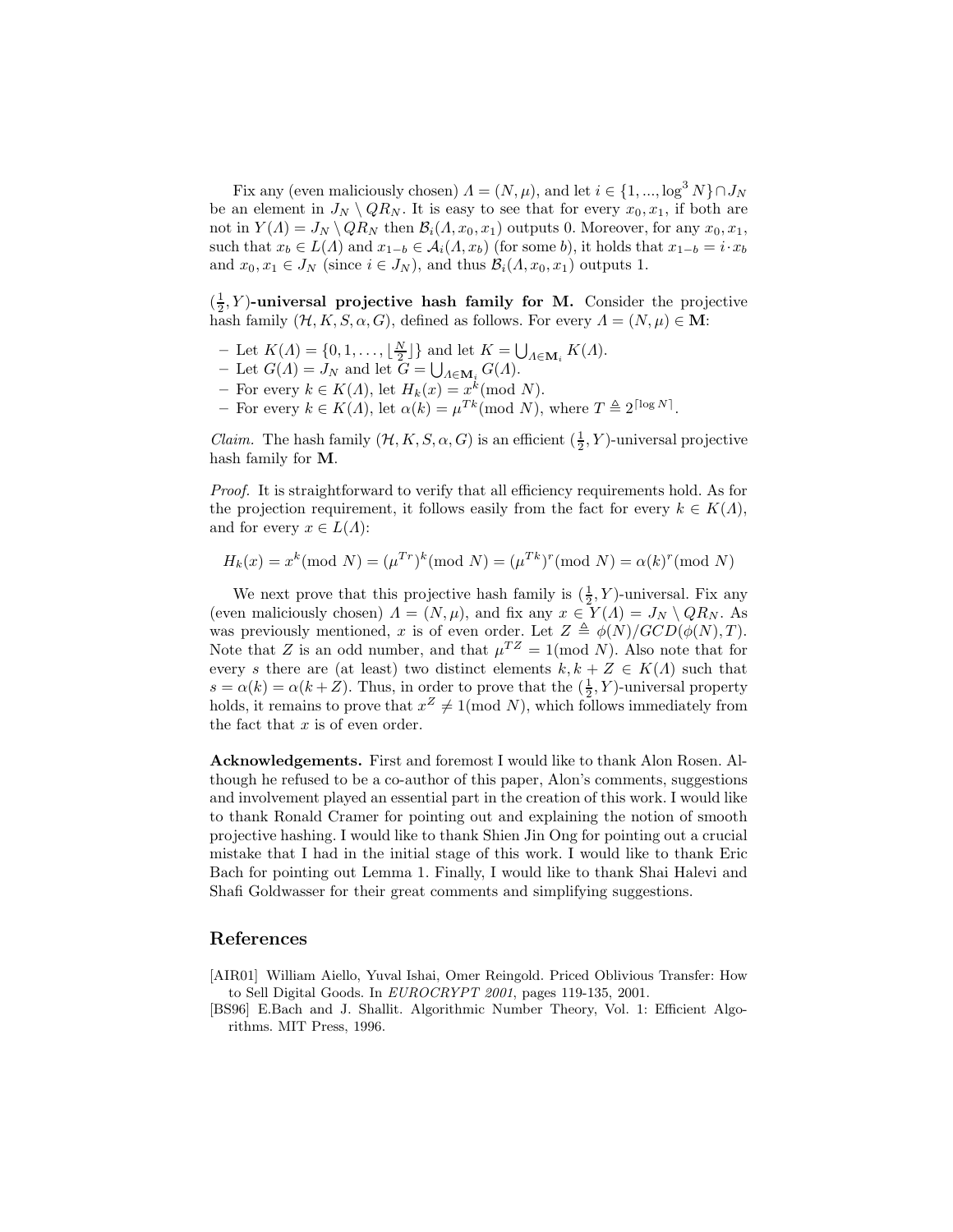Fix any (even maliciously chosen) $\Lambda = (N, \mu)$, and let $i \in \{1, ..., \log^3 N\} \cap J_N$ be an element in $J_N \setminus QR_N$. It is easy to see that for every $x_0, x_1$, if both are not in $Y(\Lambda) = J_N \setminus QR_N$ then $\mathcal{B}_i(\Lambda, x_0, x_1)$ outputs 0. Moreover, for any $x_0, x_1$, such that $x_b \in L(\Lambda)$ and $x_{1-b} \in \mathcal{A}_i(\Lambda, x_b)$ (for some $b$), it holds that $x_{1-b} = i \cdot x_b$ and $x_0, x_1 \in J_N$ (since $i \in J_N$), and thus $\mathcal{B}_i(\Lambda, x_0, x_1)$ outputs 1.

**$(\frac{1}{2}, Y)$-universal projective hash family for M.** Consider the projective hash family $(\mathcal{H}, K, S, \alpha, G)$, defined as follows. For every $\Lambda = (N, \mu) \in \mathbf{M}$:

- Let $K(\Lambda) = \{0, 1, \ldots, \lfloor \frac{N}{2} \rfloor\}$ and let $K = \bigcup_{\Lambda \in \mathbf{M}_i} K(\Lambda)$.
- Let $G(\Lambda) = J_N$ and let $G = \bigcup_{\Lambda \in \mathbf{M}_i} G(\Lambda)$.
- For every $k \in K(\Lambda)$, let $H_k(x) = x^k (\text{mod } N)$.
- For every $k \in K(\Lambda)$, let $\alpha(k) = \mu^{Tk} (\text{mod } N)$, where $T \triangleq 2^{\lceil \log N \rceil}$.

*Claim.* The hash family $(\mathcal{H}, K, S, \alpha, G)$ is an efficient $(\frac{1}{2}, Y)$-universal projective hash family for **M**.

*Proof.* It is straightforward to verify that all efficiency requirements hold. As for the projection requirement, it follows easily from the fact for every $k \in K(\Lambda)$, and for every $x \in L(\Lambda)$:

$$H_k(x) = x^k (\text{mod } N) = (\mu^{Tr})^k (\text{mod } N) = (\mu^{Tk})^r (\text{mod } N) = \alpha(k)^r (\text{mod } N)$$

We next prove that this projective hash family is $(\frac{1}{2}, Y)$-universal. Fix any (even maliciously chosen) $\Lambda = (N, \mu)$, and fix any $x \in Y(\Lambda) = J_N \setminus QR_N$. As was previously mentioned, $x$ is of even order. Let $Z \triangleq \phi(N)/GCD(\phi(N), T)$. Note that $Z$ is an odd number, and that $\mu^{TZ} = 1 (\text{mod } N)$. Also note that for every $s$ there are (at least) two distinct elements $k, k + Z \in K(\Lambda)$ such that $s = \alpha(k) = \alpha(k + Z)$. Thus, in order to prove that the $(\frac{1}{2}, Y)$-universal property holds, it remains to prove that $x^Z \neq 1 (\text{mod } N)$, which follows immediately from the fact that $x$ is of even order.

**Acknowledgements.** First and foremost I would like to thank Alon Rosen. Although he refused to be a co-author of this paper, Alon's comments, suggestions and involvement played an essential part in the creation of this work. I would like to thank Ronald Cramer for pointing out and explaining the notion of smooth projective hashing. I would like to thank Shien Jin Ong for pointing out a crucial mistake that I had in the initial stage of this work. I would like to thank Eric Bach for pointing out Lemma 1. Finally, I would like to thank Shai Halevi and Shafi Goldwasser for their great comments and simplifying suggestions.

## References

[AIR01] William Aiello, Yuval Ishai, Omer Reingold. Priced Oblivious Transfer: How to Sell Digital Goods. In *EUROCRYPT 2001*, pages 119-135, 2001.

[BS96] E.Bach and J. Shallit. Algorithmic Number Theory, Vol. 1: Efficient Algorithms. MIT Press, 1996.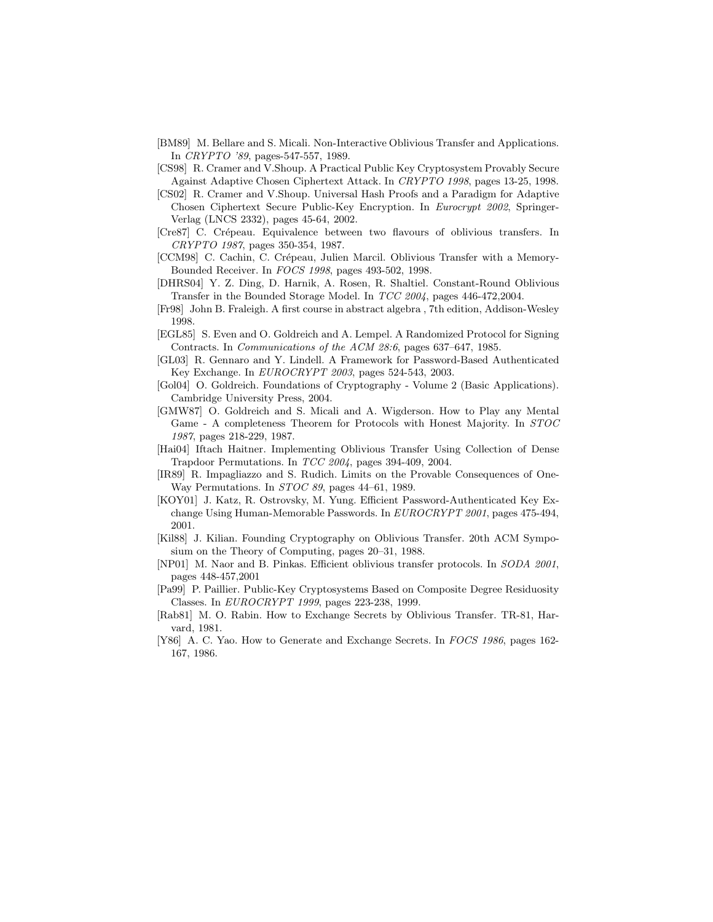[BM89] M. Bellare and S. Micali. Non-Interactive Oblivious Transfer and Applications. In *CRYPTO '89*, pages-547-557, 1989.

[CS98] R. Cramer and V.Shoup. A Practical Public Key Cryptosystem Provably Secure Against Adaptive Chosen Ciphertext Attack. In *CRYPTO 1998*, pages 13-25, 1998.

[CS02] R. Cramer and V.Shoup. Universal Hash Proofs and a Paradigm for Adaptive Chosen Ciphertext Secure Public-Key Encryption. In *Eurocrypt 2002*, Springer-Verlag (LNCS 2332), pages 45-64, 2002.

[Cre87] C. Crépeau. Equivalence between two flavours of oblivious transfers. In *CRYPTO 1987*, pages 350-354, 1987.

[CCM98] C. Cachin, C. Crépeau, Julien Marcil. Oblivious Transfer with a Memory-Bounded Receiver. In *FOCS 1998*, pages 493-502, 1998.

[DHRS04] Y. Z. Ding, D. Harnik, A. Rosen, R. Shaltiel. Constant-Round Oblivious Transfer in the Bounded Storage Model. In *TCC 2004*, pages 446-472,2004.

[Fr98] John B. Fraleigh. A first course in abstract algebra , 7th edition, Addison-Wesley 1998.

[EGL85] S. Even and O. Goldreich and A. Lempel. A Randomized Protocol for Signing Contracts. In *Communications of the ACM 28:6*, pages 637–647, 1985.

[GL03] R. Gennaro and Y. Lindell. A Framework for Password-Based Authenticated Key Exchange. In *EUROCRYPT 2003*, pages 524-543, 2003.

[Gol04] O. Goldreich. Foundations of Cryptography - Volume 2 (Basic Applications). Cambridge University Press, 2004.

[GMW87] O. Goldreich and S. Micali and A. Wigderson. How to Play any Mental Game - A completeness Theorem for Protocols with Honest Majority. In *STOC 1987*, pages 218-229, 1987.

[Hai04] Iftach Haitner. Implementing Oblivious Transfer Using Collection of Dense Trapdoor Permutations. In *TCC 2004*, pages 394-409, 2004.

[IR89] R. Impagliazzo and S. Rudich. Limits on the Provable Consequences of One-Way Permutations. In *STOC 89*, pages 44–61, 1989.

[KOY01] J. Katz, R. Ostrovsky, M. Yung. Efficient Password-Authenticated Key Exchange Using Human-Memorable Passwords. In *EUROCRYPT 2001*, pages 475-494, 2001.

[Kil88] J. Kilian. Founding Cryptography on Oblivious Transfer. 20th ACM Symposium on the Theory of Computing, pages 20–31, 1988.

[NP01] M. Naor and B. Pinkas. Efficient oblivious transfer protocols. In *SODA 2001*, pages 448-457,2001

[Pa99] P. Paillier. Public-Key Cryptosystems Based on Composite Degree Residuosity Classes. In *EUROCRYPT 1999*, pages 223-238, 1999.

[Rab81] M. O. Rabin. How to Exchange Secrets by Oblivious Transfer. TR-81, Harvard, 1981.

[Y86] A. C. Yao. How to Generate and Exchange Secrets. In *FOCS 1986*, pages 162-167, 1986.